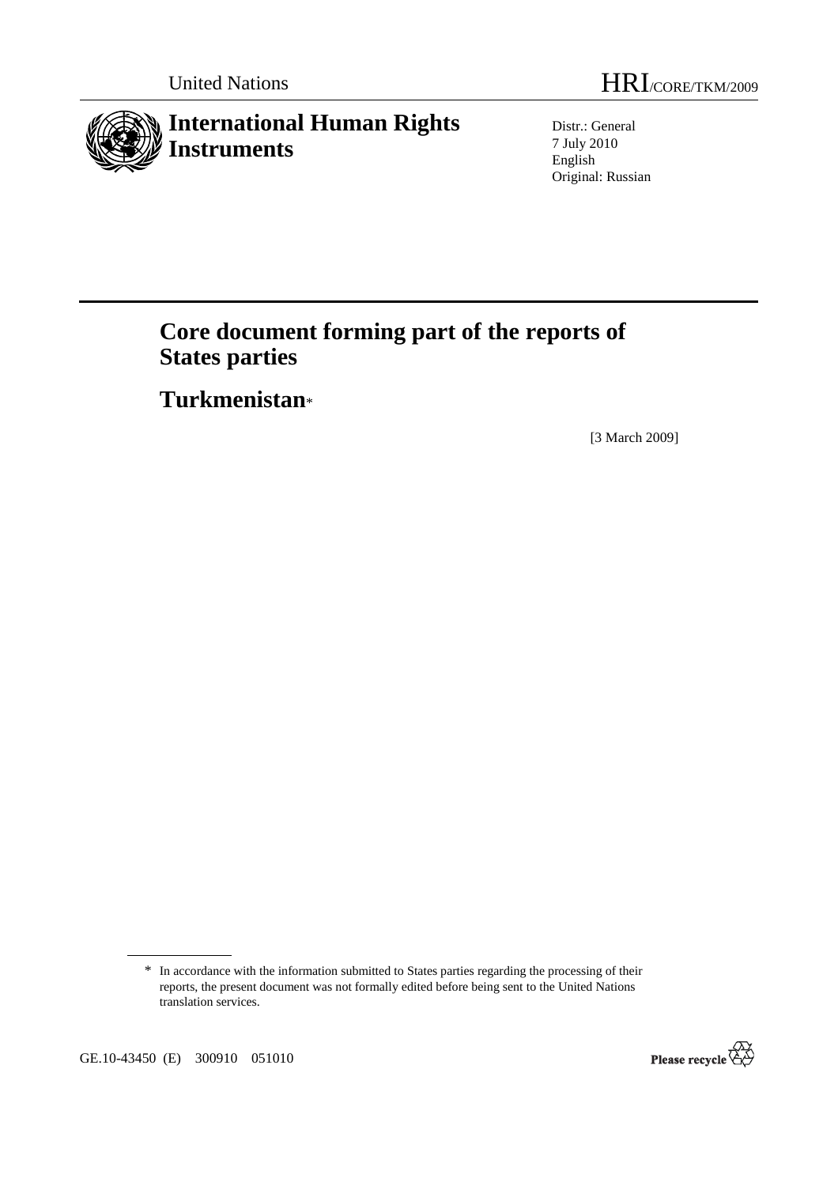United Nations

HRI/CORE/TKM/2009

# International Human Rights Instruments

Distr.: General
7 July 2010
English
Original: Russian

# Core document forming part of the reports of States parties

## Turkmenistan*

[3 March 2009]

* In accordance with the information submitted to States parties regarding the processing of their reports, the present document was not formally edited before being sent to the United Nations translation services.

GE.10-43450 (E) 300910 051010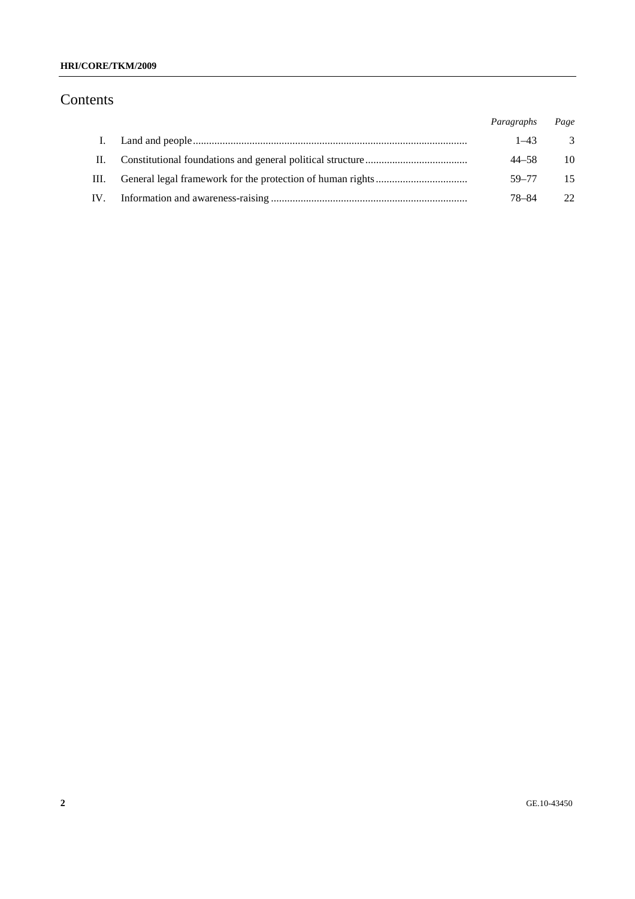# Contents

| | | *Paragraphs* | *Page* |
|---|---|---|---|
| I. | Land and people | 1–43 | 3 |
| II. | Constitutional foundations and general political structure | 44–58 | 10 |
| III. | General legal framework for the protection of human rights | 59–77 | 15 |
| IV. | Information and awareness-raising | 78–84 | 22 |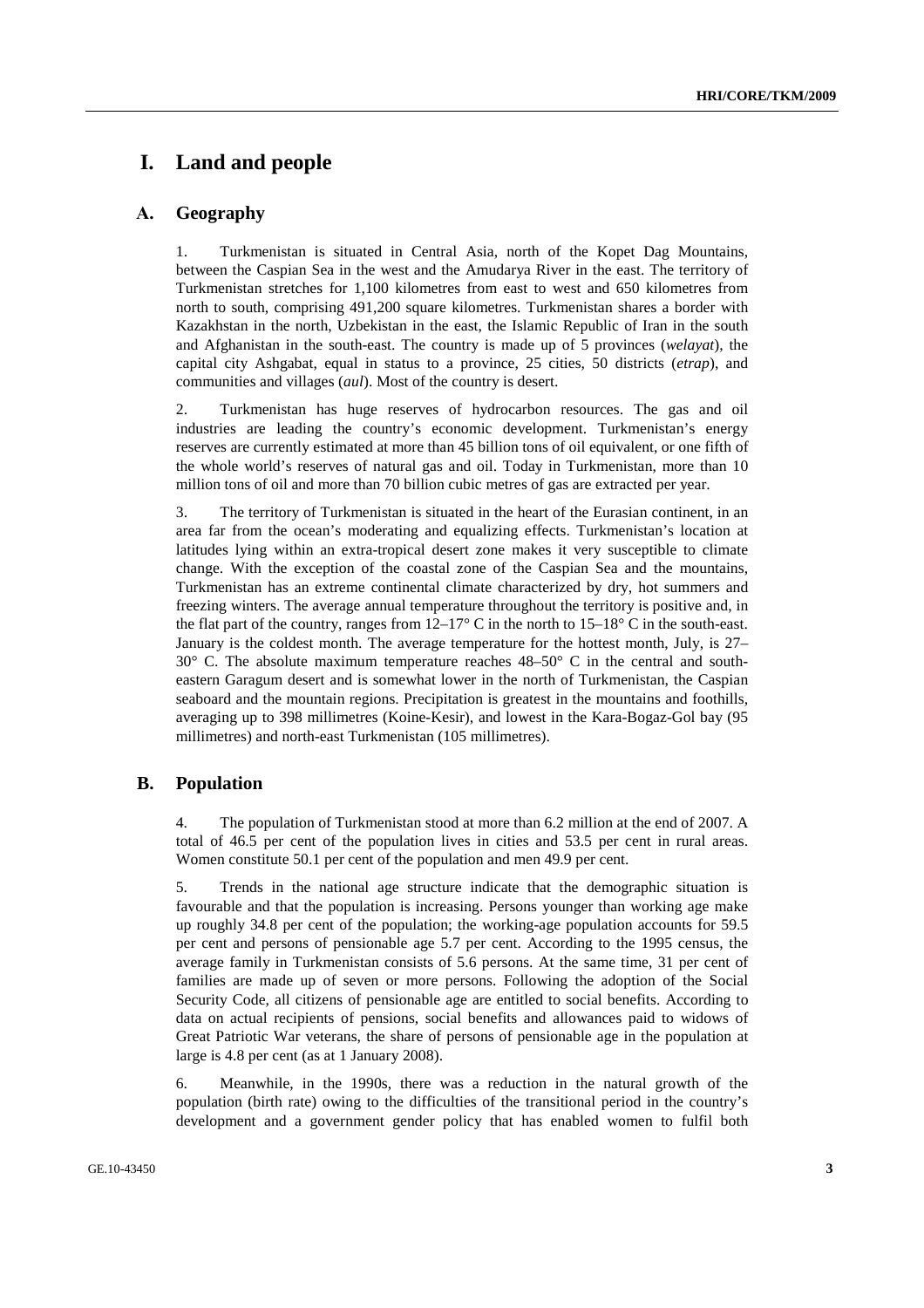# I. Land and people

## A. Geography

1. Turkmenistan is situated in Central Asia, north of the Kopet Dag Mountains, between the Caspian Sea in the west and the Amudarya River in the east. The territory of Turkmenistan stretches for 1,100 kilometres from east to west and 650 kilometres from north to south, comprising 491,200 square kilometres. Turkmenistan shares a border with Kazakhstan in the north, Uzbekistan in the east, the Islamic Republic of Iran in the south and Afghanistan in the south-east. The country is made up of 5 provinces (*welayat*), the capital city Ashgabat, equal in status to a province, 25 cities, 50 districts (*etrap*), and communities and villages (*aul*). Most of the country is desert.

2. Turkmenistan has huge reserves of hydrocarbon resources. The gas and oil industries are leading the country's economic development. Turkmenistan's energy reserves are currently estimated at more than 45 billion tons of oil equivalent, or one fifth of the whole world's reserves of natural gas and oil. Today in Turkmenistan, more than 10 million tons of oil and more than 70 billion cubic metres of gas are extracted per year.

3. The territory of Turkmenistan is situated in the heart of the Eurasian continent, in an area far from the ocean's moderating and equalizing effects. Turkmenistan's location at latitudes lying within an extra-tropical desert zone makes it very susceptible to climate change. With the exception of the coastal zone of the Caspian Sea and the mountains, Turkmenistan has an extreme continental climate characterized by dry, hot summers and freezing winters. The average annual temperature throughout the territory is positive and, in the flat part of the country, ranges from 12–17° C in the north to 15–18° C in the south-east. January is the coldest month. The average temperature for the hottest month, July, is 27–30° C. The absolute maximum temperature reaches 48–50° C in the central and south-eastern Garagum desert and is somewhat lower in the north of Turkmenistan, the Caspian seaboard and the mountain regions. Precipitation is greatest in the mountains and foothills, averaging up to 398 millimetres (Koine-Kesir), and lowest in the Kara-Bogaz-Gol bay (95 millimetres) and north-east Turkmenistan (105 millimetres).

## B. Population

4. The population of Turkmenistan stood at more than 6.2 million at the end of 2007. A total of 46.5 per cent of the population lives in cities and 53.5 per cent in rural areas. Women constitute 50.1 per cent of the population and men 49.9 per cent.

5. Trends in the national age structure indicate that the demographic situation is favourable and that the population is increasing. Persons younger than working age make up roughly 34.8 per cent of the population; the working-age population accounts for 59.5 per cent and persons of pensionable age 5.7 per cent. According to the 1995 census, the average family in Turkmenistan consists of 5.6 persons. At the same time, 31 per cent of families are made up of seven or more persons. Following the adoption of the Social Security Code, all citizens of pensionable age are entitled to social benefits. According to data on actual recipients of pensions, social benefits and allowances paid to widows of Great Patriotic War veterans, the share of persons of pensionable age in the population at large is 4.8 per cent (as at 1 January 2008).

6. Meanwhile, in the 1990s, there was a reduction in the natural growth of the population (birth rate) owing to the difficulties of the transitional period in the country's development and a government gender policy that has enabled women to fulfil both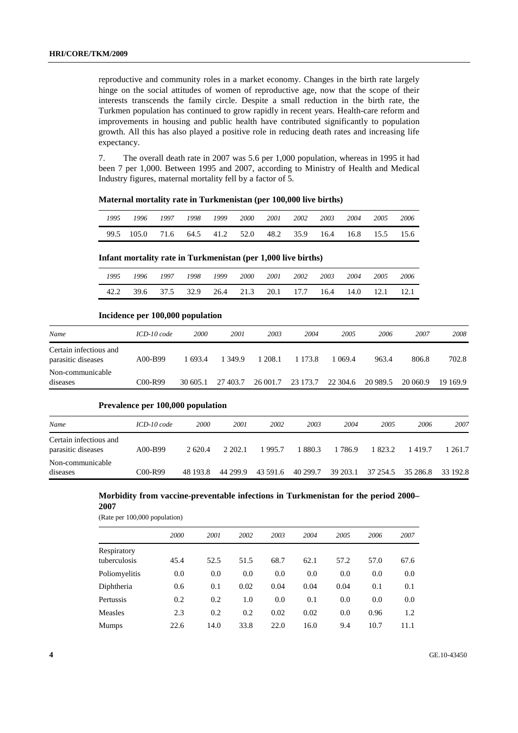reproductive and community roles in a market economy. Changes in the birth rate largely hinge on the social attitudes of women of reproductive age, now that the scope of their interests transcends the family circle. Despite a small reduction in the birth rate, the Turkmen population has continued to grow rapidly in recent years. Health-care reform and improvements in housing and public health have contributed significantly to population growth. All this has also played a positive role in reducing death rates and increasing life expectancy.

7. The overall death rate in 2007 was 5.6 per 1,000 population, whereas in 1995 it had been 7 per 1,000. Between 1995 and 2007, according to Ministry of Health and Medical Industry figures, maternal mortality fell by a factor of 5.

**Maternal mortality rate in Turkmenistan (per 100,000 live births)**

| *1995* | *1996* | *1997* | *1998* | *1999* | *2000* | *2001* | *2002* | *2003* | *2004* | *2005* | *2006* |
|---|---|---|---|---|---|---|---|---|---|---|---|
| 99.5 | 105.0 | 71.6 | 64.5 | 41.2 | 52.0 | 48.2 | 35.9 | 16.4 | 16.8 | 15.5 | 15.6 |

**Infant mortality rate in Turkmenistan (per 1,000 live births)**

| *1995* | *1996* | *1997* | *1998* | *1999* | *2000* | *2001* | *2002* | *2003* | *2004* | *2005* | *2006* |
|---|---|---|---|---|---|---|---|---|---|---|---|
| 42.2 | 39.6 | 37.5 | 32.9 | 26.4 | 21.3 | 20.1 | 17.7 | 16.4 | 14.0 | 12.1 | 12.1 |

**Incidence per 100,000 population**

| *Name* | *ICD-10 code* | *2000* | *2001* | *2003* | *2004* | *2005* | *2006* | *2007* | *2008* |
|---|---|---|---|---|---|---|---|---|---|
| Certain infectious and parasitic diseases | A00-B99 | 1 693.4 | 1 349.9 | 1 208.1 | 1 173.8 | 1 069.4 | 963.4 | 806.8 | 702.8 |
| Non-communicable diseases | C00-R99 | 30 605.1 | 27 403.7 | 26 001.7 | 23 173.7 | 22 304.6 | 20 989.5 | 20 060.9 | 19 169.9 |

**Prevalence per 100,000 population**

| *Name* | *ICD-10 code* | *2000* | *2001* | *2002* | *2003* | *2004* | *2005* | *2006* | *2007* |
|---|---|---|---|---|---|---|---|---|---|
| Certain infectious and parasitic diseases | A00-B99 | 2 620.4 | 2 202.1 | 1 995.7 | 1 880.3 | 1 786.9 | 1 823.2 | 1 419.7 | 1 261.7 |
| Non-communicable diseases | C00-R99 | 48 193.8 | 44 299.9 | 43 591.6 | 40 299.7 | 39 203.1 | 37 254.5 | 35 286.8 | 33 192.8 |

**Morbidity from vaccine-preventable infections in Turkmenistan for the period 2000–2007**

(Rate per 100,000 population)

| | *2000* | *2001* | *2002* | *2003* | *2004* | *2005* | *2006* | *2007* |
|---|---|---|---|---|---|---|---|---|
| Respiratory tuberculosis | 45.4 | 52.5 | 51.5 | 68.7 | 62.1 | 57.2 | 57.0 | 67.6 |
| Poliomyelitis | 0.0 | 0.0 | 0.0 | 0.0 | 0.0 | 0.0 | 0.0 | 0.0 |
| Diphtheria | 0.6 | 0.1 | 0.02 | 0.04 | 0.04 | 0.04 | 0.1 | 0.1 |
| Pertussis | 0.2 | 0.2 | 1.0 | 0.0 | 0.1 | 0.0 | 0.0 | 0.0 |
| Measles | 2.3 | 0.2 | 0.2 | 0.02 | 0.02 | 0.0 | 0.96 | 1.2 |
| Mumps | 22.6 | 14.0 | 33.8 | 22.0 | 16.0 | 9.4 | 10.7 | 11.1 |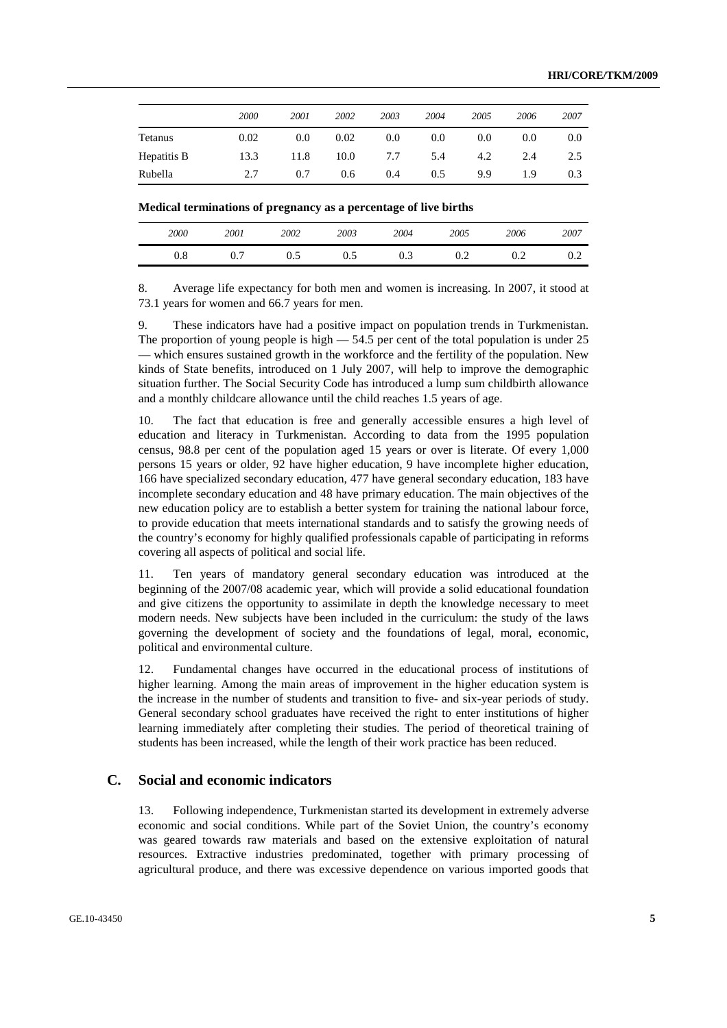|  | 2000 | 2001 | 2002 | 2003 | 2004 | 2005 | 2006 | 2007 |
|---|---|---|---|---|---|---|---|---|
| Tetanus | 0.02 | 0.0 | 0.02 | 0.0 | 0.0 | 0.0 | 0.0 | 0.0 |
| Hepatitis B | 13.3 | 11.8 | 10.0 | 7.7 | 5.4 | 4.2 | 2.4 | 2.5 |
| Rubella | 2.7 | 0.7 | 0.6 | 0.4 | 0.5 | 9.9 | 1.9 | 0.3 |

**Medical terminations of pregnancy as a percentage of live births**

| *2000* | *2001* | *2002* | *2003* | *2004* | *2005* | *2006* | *2007* |
|---|---|---|---|---|---|---|---|
| 0.8 | 0.7 | 0.5 | 0.5 | 0.3 | 0.2 | 0.2 | 0.2 |

8. Average life expectancy for both men and women is increasing. In 2007, it stood at 73.1 years for women and 66.7 years for men.

9. These indicators have had a positive impact on population trends in Turkmenistan. The proportion of young people is high — 54.5 per cent of the total population is under 25 — which ensures sustained growth in the workforce and the fertility of the population. New kinds of State benefits, introduced on 1 July 2007, will help to improve the demographic situation further. The Social Security Code has introduced a lump sum childbirth allowance and a monthly childcare allowance until the child reaches 1.5 years of age.

10. The fact that education is free and generally accessible ensures a high level of education and literacy in Turkmenistan. According to data from the 1995 population census, 98.8 per cent of the population aged 15 years or over is literate. Of every 1,000 persons 15 years or older, 92 have higher education, 9 have incomplete higher education, 166 have specialized secondary education, 477 have general secondary education, 183 have incomplete secondary education and 48 have primary education. The main objectives of the new education policy are to establish a better system for training the national labour force, to provide education that meets international standards and to satisfy the growing needs of the country's economy for highly qualified professionals capable of participating in reforms covering all aspects of political and social life.

11. Ten years of mandatory general secondary education was introduced at the beginning of the 2007/08 academic year, which will provide a solid educational foundation and give citizens the opportunity to assimilate in depth the knowledge necessary to meet modern needs. New subjects have been included in the curriculum: the study of the laws governing the development of society and the foundations of legal, moral, economic, political and environmental culture.

12. Fundamental changes have occurred in the educational process of institutions of higher learning. Among the main areas of improvement in the higher education system is the increase in the number of students and transition to five- and six-year periods of study. General secondary school graduates have received the right to enter institutions of higher learning immediately after completing their studies. The period of theoretical training of students has been increased, while the length of their work practice has been reduced.

## C. Social and economic indicators

13. Following independence, Turkmenistan started its development in extremely adverse economic and social conditions. While part of the Soviet Union, the country's economy was geared towards raw materials and based on the extensive exploitation of natural resources. Extractive industries predominated, together with primary processing of agricultural produce, and there was excessive dependence on various imported goods that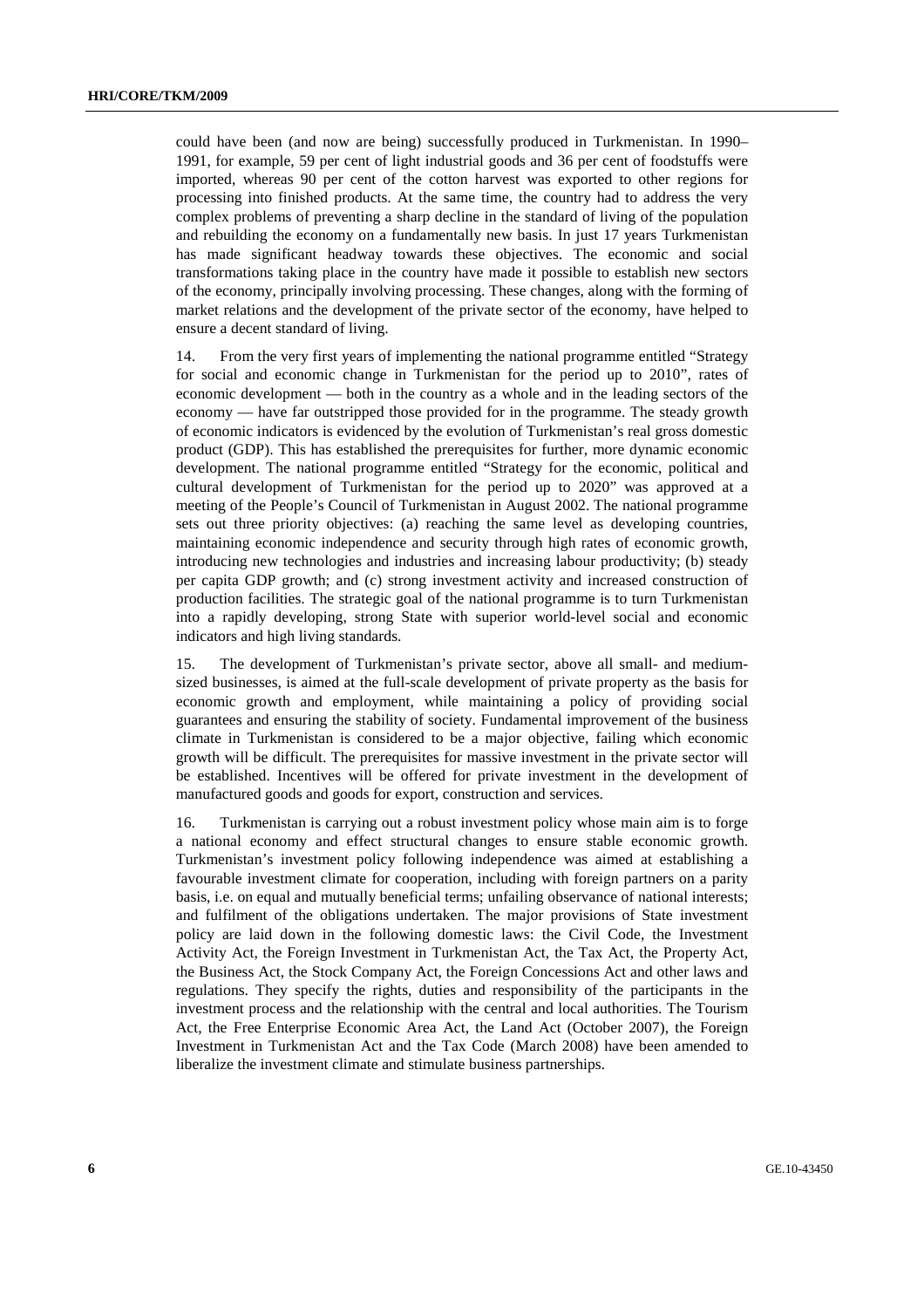could have been (and now are being) successfully produced in Turkmenistan. In 1990–1991, for example, 59 per cent of light industrial goods and 36 per cent of foodstuffs were imported, whereas 90 per cent of the cotton harvest was exported to other regions for processing into finished products. At the same time, the country had to address the very complex problems of preventing a sharp decline in the standard of living of the population and rebuilding the economy on a fundamentally new basis. In just 17 years Turkmenistan has made significant headway towards these objectives. The economic and social transformations taking place in the country have made it possible to establish new sectors of the economy, principally involving processing. These changes, along with the forming of market relations and the development of the private sector of the economy, have helped to ensure a decent standard of living.

14. From the very first years of implementing the national programme entitled "Strategy for social and economic change in Turkmenistan for the period up to 2010", rates of economic development — both in the country as a whole and in the leading sectors of the economy — have far outstripped those provided for in the programme. The steady growth of economic indicators is evidenced by the evolution of Turkmenistan's real gross domestic product (GDP). This has established the prerequisites for further, more dynamic economic development. The national programme entitled "Strategy for the economic, political and cultural development of Turkmenistan for the period up to 2020" was approved at a meeting of the People's Council of Turkmenistan in August 2002. The national programme sets out three priority objectives: (a) reaching the same level as developing countries, maintaining economic independence and security through high rates of economic growth, introducing new technologies and industries and increasing labour productivity; (b) steady per capita GDP growth; and (c) strong investment activity and increased construction of production facilities. The strategic goal of the national programme is to turn Turkmenistan into a rapidly developing, strong State with superior world-level social and economic indicators and high living standards.

15. The development of Turkmenistan's private sector, above all small- and medium-sized businesses, is aimed at the full-scale development of private property as the basis for economic growth and employment, while maintaining a policy of providing social guarantees and ensuring the stability of society. Fundamental improvement of the business climate in Turkmenistan is considered to be a major objective, failing which economic growth will be difficult. The prerequisites for massive investment in the private sector will be established. Incentives will be offered for private investment in the development of manufactured goods and goods for export, construction and services.

16. Turkmenistan is carrying out a robust investment policy whose main aim is to forge a national economy and effect structural changes to ensure stable economic growth. Turkmenistan's investment policy following independence was aimed at establishing a favourable investment climate for cooperation, including with foreign partners on a parity basis, i.e. on equal and mutually beneficial terms; unfailing observance of national interests; and fulfilment of the obligations undertaken. The major provisions of State investment policy are laid down in the following domestic laws: the Civil Code, the Investment Activity Act, the Foreign Investment in Turkmenistan Act, the Tax Act, the Property Act, the Business Act, the Stock Company Act, the Foreign Concessions Act and other laws and regulations. They specify the rights, duties and responsibility of the participants in the investment process and the relationship with the central and local authorities. The Tourism Act, the Free Enterprise Economic Area Act, the Land Act (October 2007), the Foreign Investment in Turkmenistan Act and the Tax Code (March 2008) have been amended to liberalize the investment climate and stimulate business partnerships.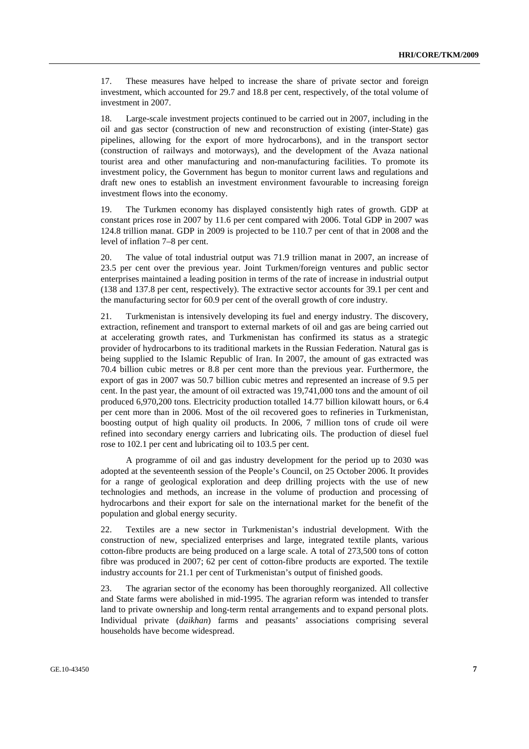17. These measures have helped to increase the share of private sector and foreign investment, which accounted for 29.7 and 18.8 per cent, respectively, of the total volume of investment in 2007.

18. Large-scale investment projects continued to be carried out in 2007, including in the oil and gas sector (construction of new and reconstruction of existing (inter-State) gas pipelines, allowing for the export of more hydrocarbons), and in the transport sector (construction of railways and motorways), and the development of the Avaza national tourist area and other manufacturing and non-manufacturing facilities. To promote its investment policy, the Government has begun to monitor current laws and regulations and draft new ones to establish an investment environment favourable to increasing foreign investment flows into the economy.

19. The Turkmen economy has displayed consistently high rates of growth. GDP at constant prices rose in 2007 by 11.6 per cent compared with 2006. Total GDP in 2007 was 124.8 trillion manat. GDP in 2009 is projected to be 110.7 per cent of that in 2008 and the level of inflation 7–8 per cent.

20. The value of total industrial output was 71.9 trillion manat in 2007, an increase of 23.5 per cent over the previous year. Joint Turkmen/foreign ventures and public sector enterprises maintained a leading position in terms of the rate of increase in industrial output (138 and 137.8 per cent, respectively). The extractive sector accounts for 39.1 per cent and the manufacturing sector for 60.9 per cent of the overall growth of core industry.

21. Turkmenistan is intensively developing its fuel and energy industry. The discovery, extraction, refinement and transport to external markets of oil and gas are being carried out at accelerating growth rates, and Turkmenistan has confirmed its status as a strategic provider of hydrocarbons to its traditional markets in the Russian Federation. Natural gas is being supplied to the Islamic Republic of Iran. In 2007, the amount of gas extracted was 70.4 billion cubic metres or 8.8 per cent more than the previous year. Furthermore, the export of gas in 2007 was 50.7 billion cubic metres and represented an increase of 9.5 per cent. In the past year, the amount of oil extracted was 19,741,000 tons and the amount of oil produced 6,970,200 tons. Electricity production totalled 14.77 billion kilowatt hours, or 6.4 per cent more than in 2006. Most of the oil recovered goes to refineries in Turkmenistan, boosting output of high quality oil products. In 2006, 7 million tons of crude oil were refined into secondary energy carriers and lubricating oils. The production of diesel fuel rose to 102.1 per cent and lubricating oil to 103.5 per cent.

A programme of oil and gas industry development for the period up to 2030 was adopted at the seventeenth session of the People's Council, on 25 October 2006. It provides for a range of geological exploration and deep drilling projects with the use of new technologies and methods, an increase in the volume of production and processing of hydrocarbons and their export for sale on the international market for the benefit of the population and global energy security.

22. Textiles are a new sector in Turkmenistan's industrial development. With the construction of new, specialized enterprises and large, integrated textile plants, various cotton-fibre products are being produced on a large scale. A total of 273,500 tons of cotton fibre was produced in 2007; 62 per cent of cotton-fibre products are exported. The textile industry accounts for 21.1 per cent of Turkmenistan's output of finished goods.

23. The agrarian sector of the economy has been thoroughly reorganized. All collective and State farms were abolished in mid-1995. The agrarian reform was intended to transfer land to private ownership and long-term rental arrangements and to expand personal plots. Individual private (*daikhan*) farms and peasants' associations comprising several households have become widespread.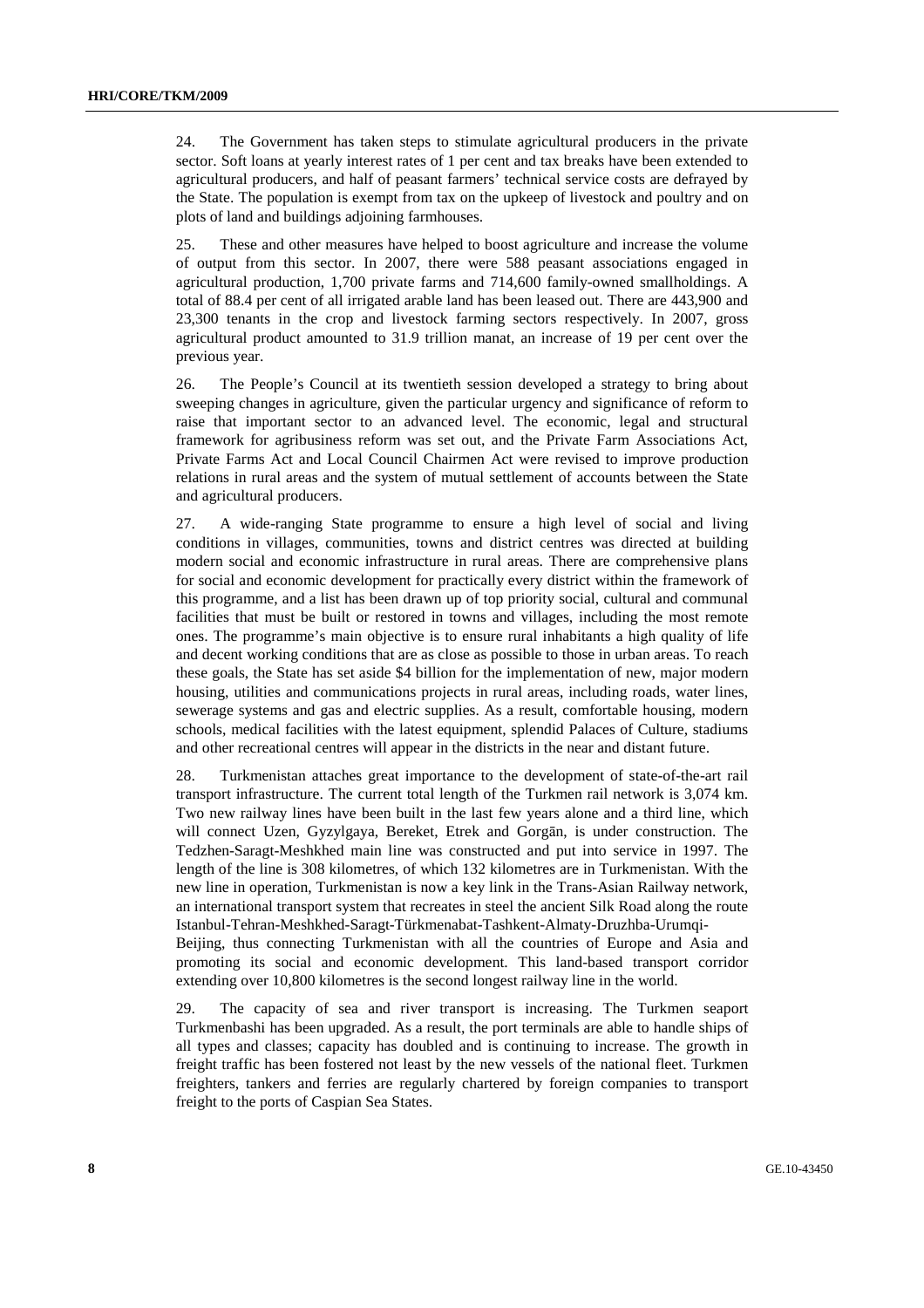24. The Government has taken steps to stimulate agricultural producers in the private sector. Soft loans at yearly interest rates of 1 per cent and tax breaks have been extended to agricultural producers, and half of peasant farmers' technical service costs are defrayed by the State. The population is exempt from tax on the upkeep of livestock and poultry and on plots of land and buildings adjoining farmhouses.

25. These and other measures have helped to boost agriculture and increase the volume of output from this sector. In 2007, there were 588 peasant associations engaged in agricultural production, 1,700 private farms and 714,600 family-owned smallholdings. A total of 88.4 per cent of all irrigated arable land has been leased out. There are 443,900 and 23,300 tenants in the crop and livestock farming sectors respectively. In 2007, gross agricultural product amounted to 31.9 trillion manat, an increase of 19 per cent over the previous year.

26. The People's Council at its twentieth session developed a strategy to bring about sweeping changes in agriculture, given the particular urgency and significance of reform to raise that important sector to an advanced level. The economic, legal and structural framework for agribusiness reform was set out, and the Private Farm Associations Act, Private Farms Act and Local Council Chairmen Act were revised to improve production relations in rural areas and the system of mutual settlement of accounts between the State and agricultural producers.

27. A wide-ranging State programme to ensure a high level of social and living conditions in villages, communities, towns and district centres was directed at building modern social and economic infrastructure in rural areas. There are comprehensive plans for social and economic development for practically every district within the framework of this programme, and a list has been drawn up of top priority social, cultural and communal facilities that must be built or restored in towns and villages, including the most remote ones. The programme's main objective is to ensure rural inhabitants a high quality of life and decent working conditions that are as close as possible to those in urban areas. To reach these goals, the State has set aside $4 billion for the implementation of new, major modern housing, utilities and communications projects in rural areas, including roads, water lines, sewerage systems and gas and electric supplies. As a result, comfortable housing, modern schools, medical facilities with the latest equipment, splendid Palaces of Culture, stadiums and other recreational centres will appear in the districts in the near and distant future.

28. Turkmenistan attaches great importance to the development of state-of-the-art rail transport infrastructure. The current total length of the Turkmen rail network is 3,074 km. Two new railway lines have been built in the last few years alone and a third line, which will connect Uzen, Gyzylgaya, Bereket, Etrek and Gorgān, is under construction. The Tedzhen-Saragt-Meshkhed main line was constructed and put into service in 1997. The length of the line is 308 kilometres, of which 132 kilometres are in Turkmenistan. With the new line in operation, Turkmenistan is now a key link in the Trans-Asian Railway network, an international transport system that recreates in steel the ancient Silk Road along the route Istanbul-Tehran-Meshkhed-Saragt-Türkmenabat-Tashkent-Almaty-Druzhba-Urumqi-Beijing, thus connecting Turkmenistan with all the countries of Europe and Asia and promoting its social and economic development. This land-based transport corridor extending over 10,800 kilometres is the second longest railway line in the world.

29. The capacity of sea and river transport is increasing. The Turkmen seaport Turkmenbashi has been upgraded. As a result, the port terminals are able to handle ships of all types and classes; capacity has doubled and is continuing to increase. The growth in freight traffic has been fostered not least by the new vessels of the national fleet. Turkmen freighters, tankers and ferries are regularly chartered by foreign companies to transport freight to the ports of Caspian Sea States.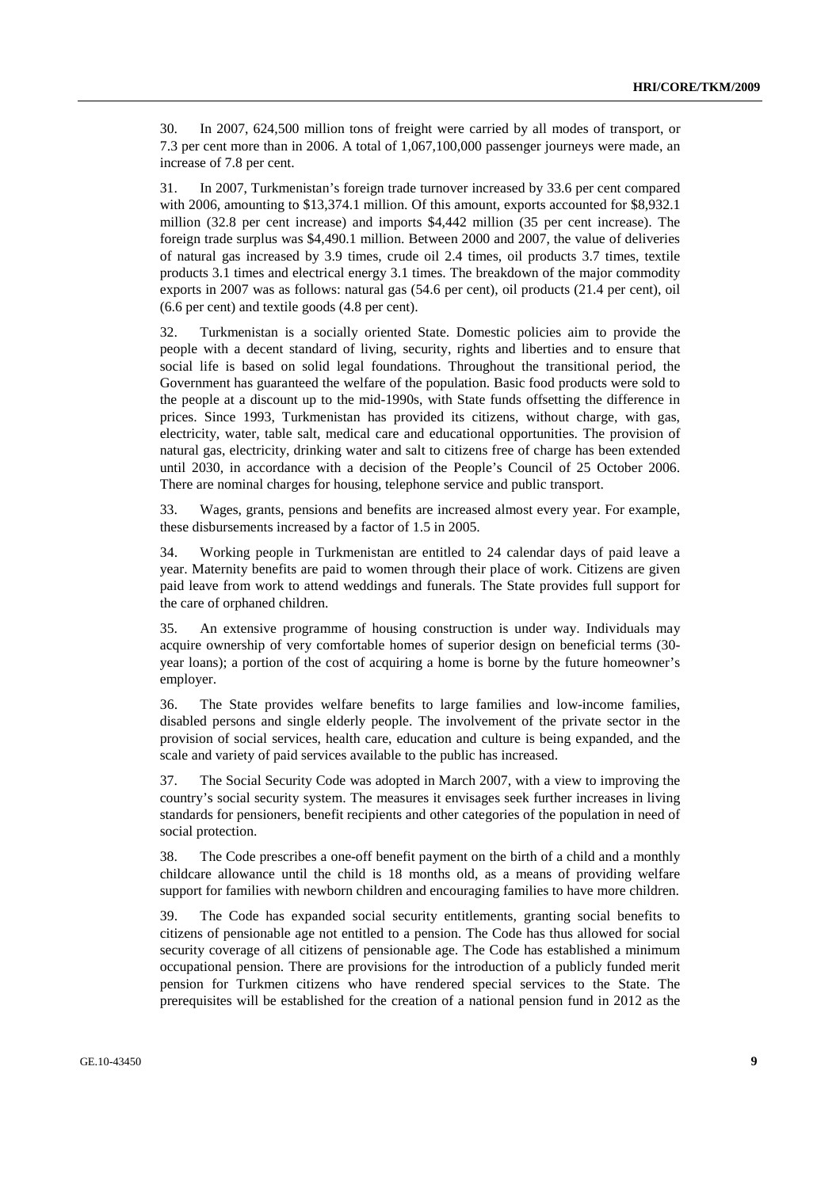30. In 2007, 624,500 million tons of freight were carried by all modes of transport, or 7.3 per cent more than in 2006. A total of 1,067,100,000 passenger journeys were made, an increase of 7.8 per cent.

31. In 2007, Turkmenistan's foreign trade turnover increased by 33.6 per cent compared with 2006, amounting to $13,374.1 million. Of this amount, exports accounted for $8,932.1 million (32.8 per cent increase) and imports $4,442 million (35 per cent increase). The foreign trade surplus was $4,490.1 million. Between 2000 and 2007, the value of deliveries of natural gas increased by 3.9 times, crude oil 2.4 times, oil products 3.7 times, textile products 3.1 times and electrical energy 3.1 times. The breakdown of the major commodity exports in 2007 was as follows: natural gas (54.6 per cent), oil products (21.4 per cent), oil (6.6 per cent) and textile goods (4.8 per cent).

32. Turkmenistan is a socially oriented State. Domestic policies aim to provide the people with a decent standard of living, security, rights and liberties and to ensure that social life is based on solid legal foundations. Throughout the transitional period, the Government has guaranteed the welfare of the population. Basic food products were sold to the people at a discount up to the mid-1990s, with State funds offsetting the difference in prices. Since 1993, Turkmenistan has provided its citizens, without charge, with gas, electricity, water, table salt, medical care and educational opportunities. The provision of natural gas, electricity, drinking water and salt to citizens free of charge has been extended until 2030, in accordance with a decision of the People's Council of 25 October 2006. There are nominal charges for housing, telephone service and public transport.

33. Wages, grants, pensions and benefits are increased almost every year. For example, these disbursements increased by a factor of 1.5 in 2005.

34. Working people in Turkmenistan are entitled to 24 calendar days of paid leave a year. Maternity benefits are paid to women through their place of work. Citizens are given paid leave from work to attend weddings and funerals. The State provides full support for the care of orphaned children.

35. An extensive programme of housing construction is under way. Individuals may acquire ownership of very comfortable homes of superior design on beneficial terms (30-year loans); a portion of the cost of acquiring a home is borne by the future homeowner's employer.

36. The State provides welfare benefits to large families and low-income families, disabled persons and single elderly people. The involvement of the private sector in the provision of social services, health care, education and culture is being expanded, and the scale and variety of paid services available to the public has increased.

37. The Social Security Code was adopted in March 2007, with a view to improving the country's social security system. The measures it envisages seek further increases in living standards for pensioners, benefit recipients and other categories of the population in need of social protection.

38. The Code prescribes a one-off benefit payment on the birth of a child and a monthly childcare allowance until the child is 18 months old, as a means of providing welfare support for families with newborn children and encouraging families to have more children.

39. The Code has expanded social security entitlements, granting social benefits to citizens of pensionable age not entitled to a pension. The Code has thus allowed for social security coverage of all citizens of pensionable age. The Code has established a minimum occupational pension. There are provisions for the introduction of a publicly funded merit pension for Turkmen citizens who have rendered special services to the State. The prerequisites will be established for the creation of a national pension fund in 2012 as the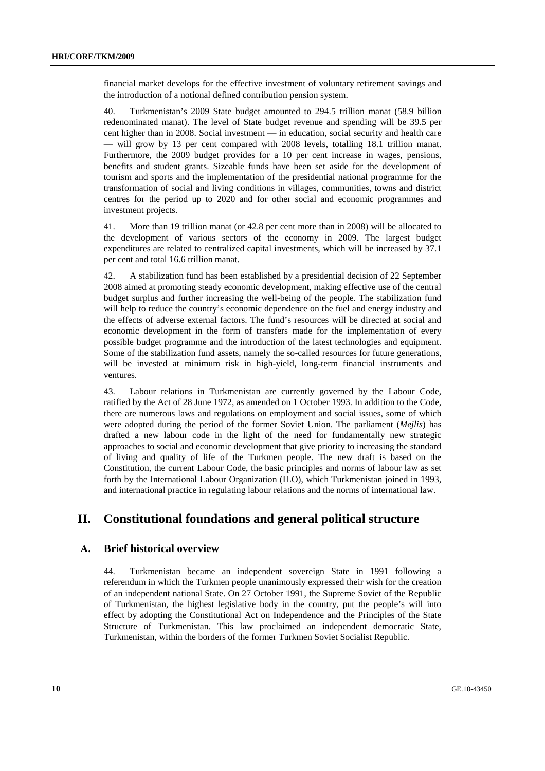financial market develops for the effective investment of voluntary retirement savings and the introduction of a notional defined contribution pension system.

40. Turkmenistan's 2009 State budget amounted to 294.5 trillion manat (58.9 billion redenominated manat). The level of State budget revenue and spending will be 39.5 per cent higher than in 2008. Social investment — in education, social security and health care — will grow by 13 per cent compared with 2008 levels, totalling 18.1 trillion manat. Furthermore, the 2009 budget provides for a 10 per cent increase in wages, pensions, benefits and student grants. Sizeable funds have been set aside for the development of tourism and sports and the implementation of the presidential national programme for the transformation of social and living conditions in villages, communities, towns and district centres for the period up to 2020 and for other social and economic programmes and investment projects.

41. More than 19 trillion manat (or 42.8 per cent more than in 2008) will be allocated to the development of various sectors of the economy in 2009. The largest budget expenditures are related to centralized capital investments, which will be increased by 37.1 per cent and total 16.6 trillion manat.

42. A stabilization fund has been established by a presidential decision of 22 September 2008 aimed at promoting steady economic development, making effective use of the central budget surplus and further increasing the well-being of the people. The stabilization fund will help to reduce the country's economic dependence on the fuel and energy industry and the effects of adverse external factors. The fund's resources will be directed at social and economic development in the form of transfers made for the implementation of every possible budget programme and the introduction of the latest technologies and equipment. Some of the stabilization fund assets, namely the so-called resources for future generations, will be invested at minimum risk in high-yield, long-term financial instruments and ventures.

43. Labour relations in Turkmenistan are currently governed by the Labour Code, ratified by the Act of 28 June 1972, as amended on 1 October 1993. In addition to the Code, there are numerous laws and regulations on employment and social issues, some of which were adopted during the period of the former Soviet Union. The parliament (*Mejlis*) has drafted a new labour code in the light of the need for fundamentally new strategic approaches to social and economic development that give priority to increasing the standard of living and quality of life of the Turkmen people. The new draft is based on the Constitution, the current Labour Code, the basic principles and norms of labour law as set forth by the International Labour Organization (ILO), which Turkmenistan joined in 1993, and international practice in regulating labour relations and the norms of international law.

## II. Constitutional foundations and general political structure

### A. Brief historical overview

44. Turkmenistan became an independent sovereign State in 1991 following a referendum in which the Turkmen people unanimously expressed their wish for the creation of an independent national State. On 27 October 1991, the Supreme Soviet of the Republic of Turkmenistan, the highest legislative body in the country, put the people's will into effect by adopting the Constitutional Act on Independence and the Principles of the State Structure of Turkmenistan. This law proclaimed an independent democratic State, Turkmenistan, within the borders of the former Turkmen Soviet Socialist Republic.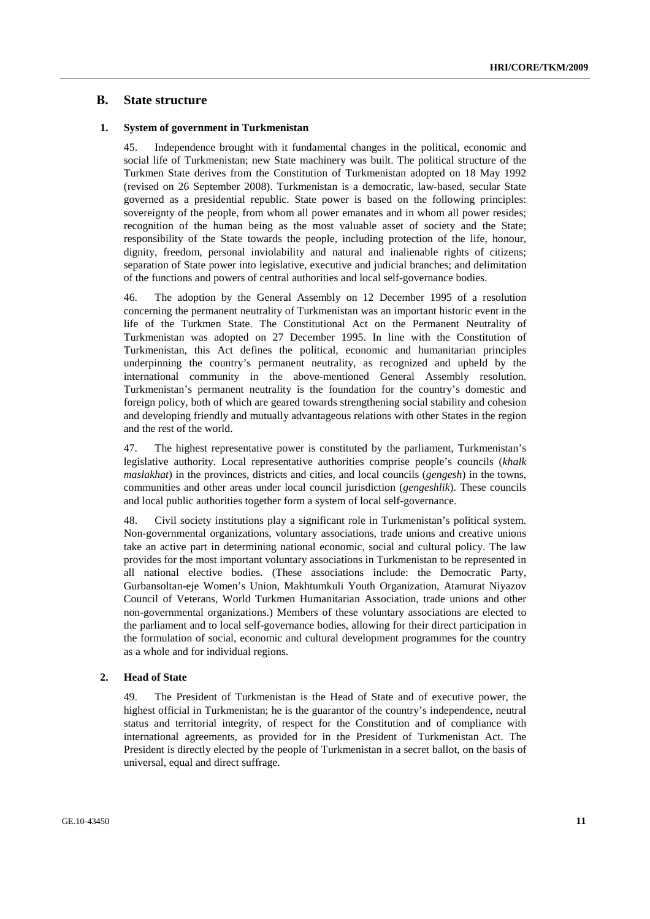## B. State structure

### 1. System of government in Turkmenistan

45. Independence brought with it fundamental changes in the political, economic and social life of Turkmenistan; new State machinery was built. The political structure of the Turkmen State derives from the Constitution of Turkmenistan adopted on 18 May 1992 (revised on 26 September 2008). Turkmenistan is a democratic, law-based, secular State governed as a presidential republic. State power is based on the following principles: sovereignty of the people, from whom all power emanates and in whom all power resides; recognition of the human being as the most valuable asset of society and the State; responsibility of the State towards the people, including protection of the life, honour, dignity, freedom, personal inviolability and natural and inalienable rights of citizens; separation of State power into legislative, executive and judicial branches; and delimitation of the functions and powers of central authorities and local self-governance bodies.

46. The adoption by the General Assembly on 12 December 1995 of a resolution concerning the permanent neutrality of Turkmenistan was an important historic event in the life of the Turkmen State. The Constitutional Act on the Permanent Neutrality of Turkmenistan was adopted on 27 December 1995. In line with the Constitution of Turkmenistan, this Act defines the political, economic and humanitarian principles underpinning the country's permanent neutrality, as recognized and upheld by the international community in the above-mentioned General Assembly resolution. Turkmenistan's permanent neutrality is the foundation for the country's domestic and foreign policy, both of which are geared towards strengthening social stability and cohesion and developing friendly and mutually advantageous relations with other States in the region and the rest of the world.

47. The highest representative power is constituted by the parliament, Turkmenistan's legislative authority. Local representative authorities comprise people's councils (*khalk maslakhat*) in the provinces, districts and cities, and local councils (*gengesh*) in the towns, communities and other areas under local council jurisdiction (*gengeshlik*). These councils and local public authorities together form a system of local self-governance.

48. Civil society institutions play a significant role in Turkmenistan's political system. Non-governmental organizations, voluntary associations, trade unions and creative unions take an active part in determining national economic, social and cultural policy. The law provides for the most important voluntary associations in Turkmenistan to be represented in all national elective bodies. (These associations include: the Democratic Party, Gurbansoltan-eje Women's Union, Makhtumkuli Youth Organization, Atamurat Niyazov Council of Veterans, World Turkmen Humanitarian Association, trade unions and other non-governmental organizations.) Members of these voluntary associations are elected to the parliament and to local self-governance bodies, allowing for their direct participation in the formulation of social, economic and cultural development programmes for the country as a whole and for individual regions.

### 2. Head of State

49. The President of Turkmenistan is the Head of State and of executive power, the highest official in Turkmenistan; he is the guarantor of the country's independence, neutral status and territorial integrity, of respect for the Constitution and of compliance with international agreements, as provided for in the President of Turkmenistan Act. The President is directly elected by the people of Turkmenistan in a secret ballot, on the basis of universal, equal and direct suffrage.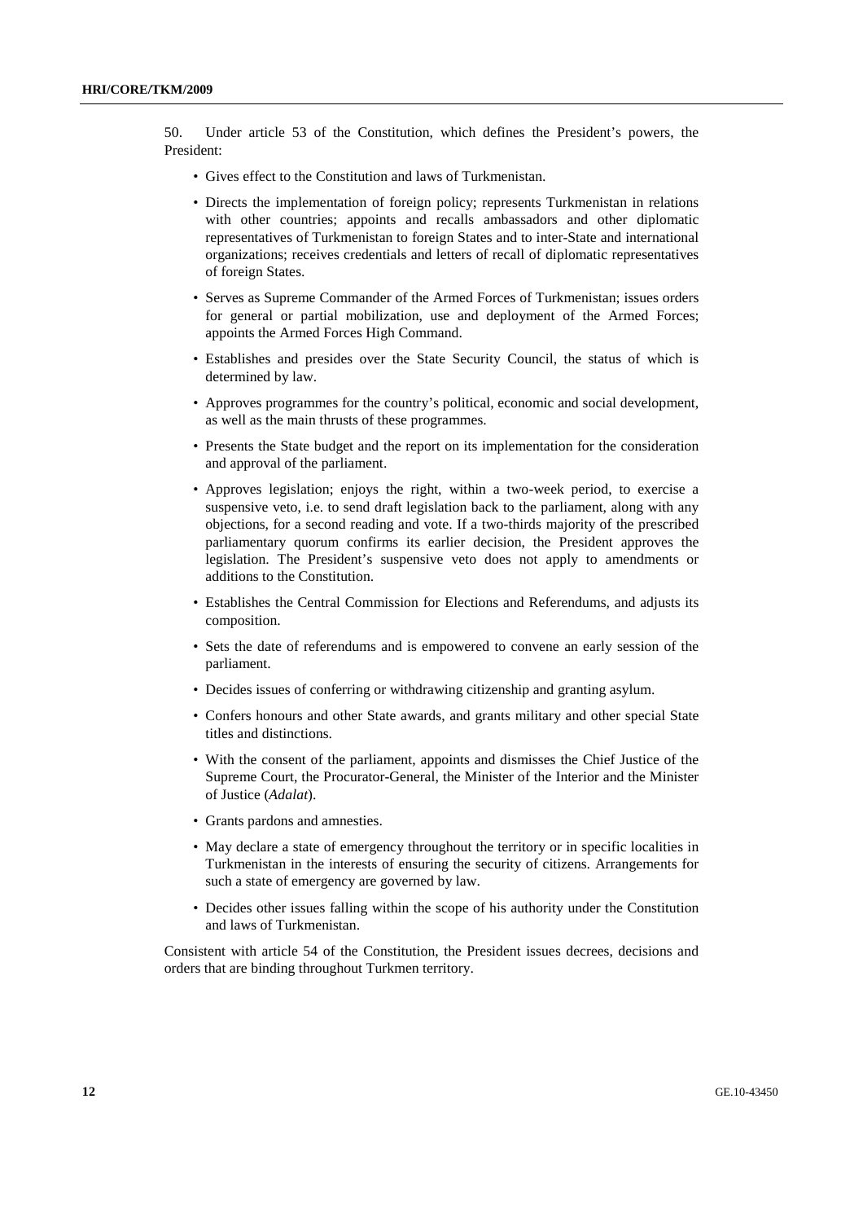50. Under article 53 of the Constitution, which defines the President's powers, the President:

- Gives effect to the Constitution and laws of Turkmenistan.
- Directs the implementation of foreign policy; represents Turkmenistan in relations with other countries; appoints and recalls ambassadors and other diplomatic representatives of Turkmenistan to foreign States and to inter-State and international organizations; receives credentials and letters of recall of diplomatic representatives of foreign States.
- Serves as Supreme Commander of the Armed Forces of Turkmenistan; issues orders for general or partial mobilization, use and deployment of the Armed Forces; appoints the Armed Forces High Command.
- Establishes and presides over the State Security Council, the status of which is determined by law.
- Approves programmes for the country's political, economic and social development, as well as the main thrusts of these programmes.
- Presents the State budget and the report on its implementation for the consideration and approval of the parliament.
- Approves legislation; enjoys the right, within a two-week period, to exercise a suspensive veto, i.e. to send draft legislation back to the parliament, along with any objections, for a second reading and vote. If a two-thirds majority of the prescribed parliamentary quorum confirms its earlier decision, the President approves the legislation. The President's suspensive veto does not apply to amendments or additions to the Constitution.
- Establishes the Central Commission for Elections and Referendums, and adjusts its composition.
- Sets the date of referendums and is empowered to convene an early session of the parliament.
- Decides issues of conferring or withdrawing citizenship and granting asylum.
- Confers honours and other State awards, and grants military and other special State titles and distinctions.
- With the consent of the parliament, appoints and dismisses the Chief Justice of the Supreme Court, the Procurator-General, the Minister of the Interior and the Minister of Justice (*Adalat*).
- Grants pardons and amnesties.
- May declare a state of emergency throughout the territory or in specific localities in Turkmenistan in the interests of ensuring the security of citizens. Arrangements for such a state of emergency are governed by law.
- Decides other issues falling within the scope of his authority under the Constitution and laws of Turkmenistan.

Consistent with article 54 of the Constitution, the President issues decrees, decisions and orders that are binding throughout Turkmen territory.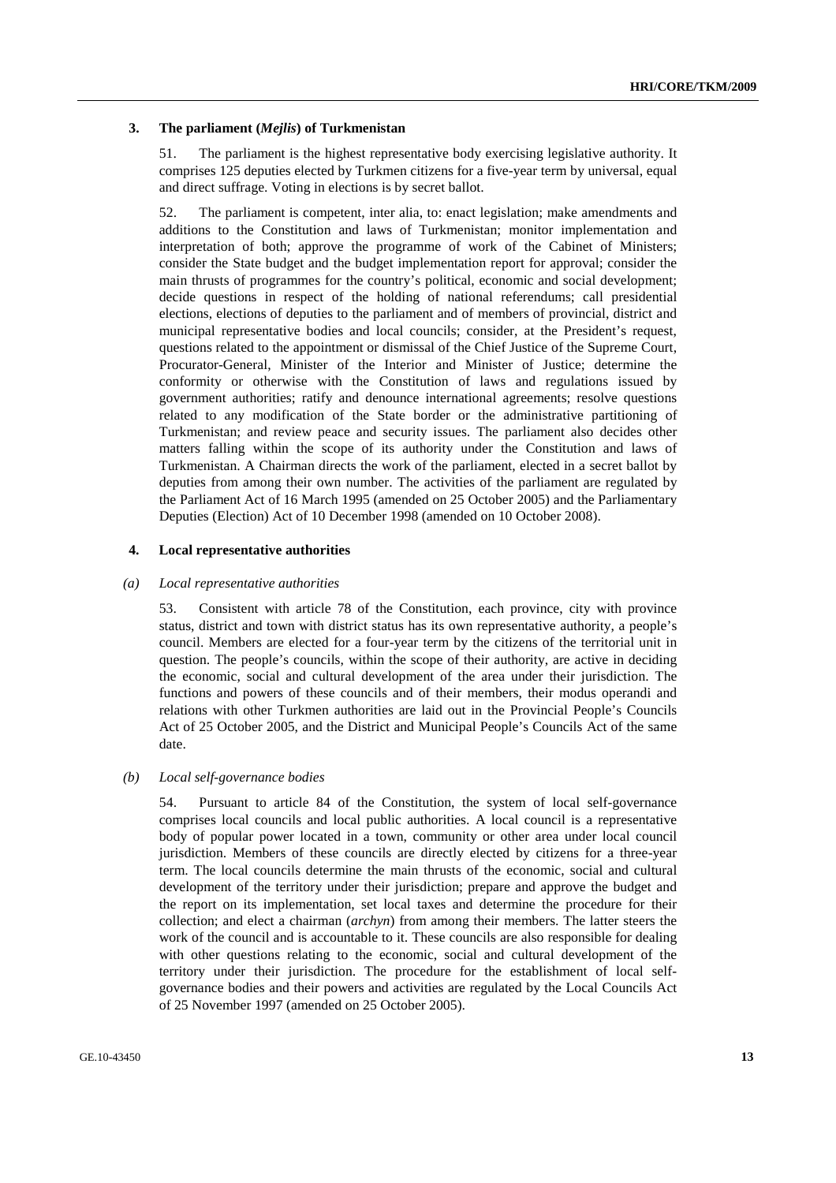### 3. The parliament (*Mejlis*) of Turkmenistan

51. The parliament is the highest representative body exercising legislative authority. It comprises 125 deputies elected by Turkmen citizens for a five-year term by universal, equal and direct suffrage. Voting in elections is by secret ballot.

52. The parliament is competent, inter alia, to: enact legislation; make amendments and additions to the Constitution and laws of Turkmenistan; monitor implementation and interpretation of both; approve the programme of work of the Cabinet of Ministers; consider the State budget and the budget implementation report for approval; consider the main thrusts of programmes for the country's political, economic and social development; decide questions in respect of the holding of national referendums; call presidential elections, elections of deputies to the parliament and of members of provincial, district and municipal representative bodies and local councils; consider, at the President's request, questions related to the appointment or dismissal of the Chief Justice of the Supreme Court, Procurator-General, Minister of the Interior and Minister of Justice; determine the conformity or otherwise with the Constitution of laws and regulations issued by government authorities; ratify and denounce international agreements; resolve questions related to any modification of the State border or the administrative partitioning of Turkmenistan; and review peace and security issues. The parliament also decides other matters falling within the scope of its authority under the Constitution and laws of Turkmenistan. A Chairman directs the work of the parliament, elected in a secret ballot by deputies from among their own number. The activities of the parliament are regulated by the Parliament Act of 16 March 1995 (amended on 25 October 2005) and the Parliamentary Deputies (Election) Act of 10 December 1998 (amended on 10 October 2008).

### 4. Local representative authorities

#### *(a) Local representative authorities*

53. Consistent with article 78 of the Constitution, each province, city with province status, district and town with district status has its own representative authority, a people's council. Members are elected for a four-year term by the citizens of the territorial unit in question. The people's councils, within the scope of their authority, are active in deciding the economic, social and cultural development of the area under their jurisdiction. The functions and powers of these councils and of their members, their modus operandi and relations with other Turkmen authorities are laid out in the Provincial People's Councils Act of 25 October 2005, and the District and Municipal People's Councils Act of the same date.

#### *(b) Local self-governance bodies*

54. Pursuant to article 84 of the Constitution, the system of local self-governance comprises local councils and local public authorities. A local council is a representative body of popular power located in a town, community or other area under local council jurisdiction. Members of these councils are directly elected by citizens for a three-year term. The local councils determine the main thrusts of the economic, social and cultural development of the territory under their jurisdiction; prepare and approve the budget and the report on its implementation, set local taxes and determine the procedure for their collection; and elect a chairman (*archyn*) from among their members. The latter steers the work of the council and is accountable to it. These councils are also responsible for dealing with other questions relating to the economic, social and cultural development of the territory under their jurisdiction. The procedure for the establishment of local self-governance bodies and their powers and activities are regulated by the Local Councils Act of 25 November 1997 (amended on 25 October 2005).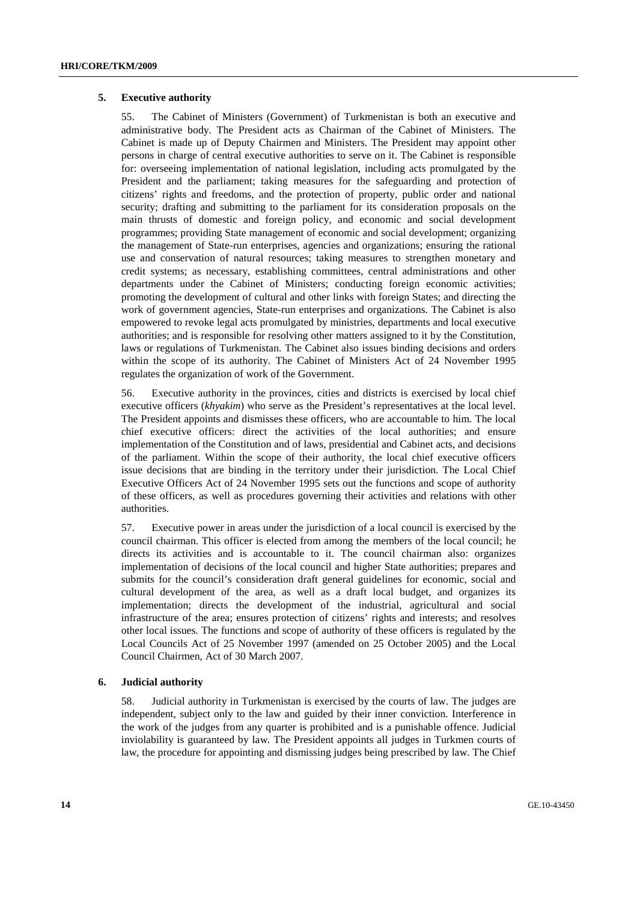### 5. Executive authority

55. The Cabinet of Ministers (Government) of Turkmenistan is both an executive and administrative body. The President acts as Chairman of the Cabinet of Ministers. The Cabinet is made up of Deputy Chairmen and Ministers. The President may appoint other persons in charge of central executive authorities to serve on it. The Cabinet is responsible for: overseeing implementation of national legislation, including acts promulgated by the President and the parliament; taking measures for the safeguarding and protection of citizens' rights and freedoms, and the protection of property, public order and national security; drafting and submitting to the parliament for its consideration proposals on the main thrusts of domestic and foreign policy, and economic and social development programmes; providing State management of economic and social development; organizing the management of State-run enterprises, agencies and organizations; ensuring the rational use and conservation of natural resources; taking measures to strengthen monetary and credit systems; as necessary, establishing committees, central administrations and other departments under the Cabinet of Ministers; conducting foreign economic activities; promoting the development of cultural and other links with foreign States; and directing the work of government agencies, State-run enterprises and organizations. The Cabinet is also empowered to revoke legal acts promulgated by ministries, departments and local executive authorities; and is responsible for resolving other matters assigned to it by the Constitution, laws or regulations of Turkmenistan. The Cabinet also issues binding decisions and orders within the scope of its authority. The Cabinet of Ministers Act of 24 November 1995 regulates the organization of work of the Government.

56. Executive authority in the provinces, cities and districts is exercised by local chief executive officers (*khyakim*) who serve as the President's representatives at the local level. The President appoints and dismisses these officers, who are accountable to him. The local chief executive officers: direct the activities of the local authorities; and ensure implementation of the Constitution and of laws, presidential and Cabinet acts, and decisions of the parliament. Within the scope of their authority, the local chief executive officers issue decisions that are binding in the territory under their jurisdiction. The Local Chief Executive Officers Act of 24 November 1995 sets out the functions and scope of authority of these officers, as well as procedures governing their activities and relations with other authorities.

57. Executive power in areas under the jurisdiction of a local council is exercised by the council chairman. This officer is elected from among the members of the local council; he directs its activities and is accountable to it. The council chairman also: organizes implementation of decisions of the local council and higher State authorities; prepares and submits for the council's consideration draft general guidelines for economic, social and cultural development of the area, as well as a draft local budget, and organizes its implementation; directs the development of the industrial, agricultural and social infrastructure of the area; ensures protection of citizens' rights and interests; and resolves other local issues. The functions and scope of authority of these officers is regulated by the Local Councils Act of 25 November 1997 (amended on 25 October 2005) and the Local Council Chairmen, Act of 30 March 2007.

### 6. Judicial authority

58. Judicial authority in Turkmenistan is exercised by the courts of law. The judges are independent, subject only to the law and guided by their inner conviction. Interference in the work of the judges from any quarter is prohibited and is a punishable offence. Judicial inviolability is guaranteed by law. The President appoints all judges in Turkmen courts of law, the procedure for appointing and dismissing judges being prescribed by law. The Chief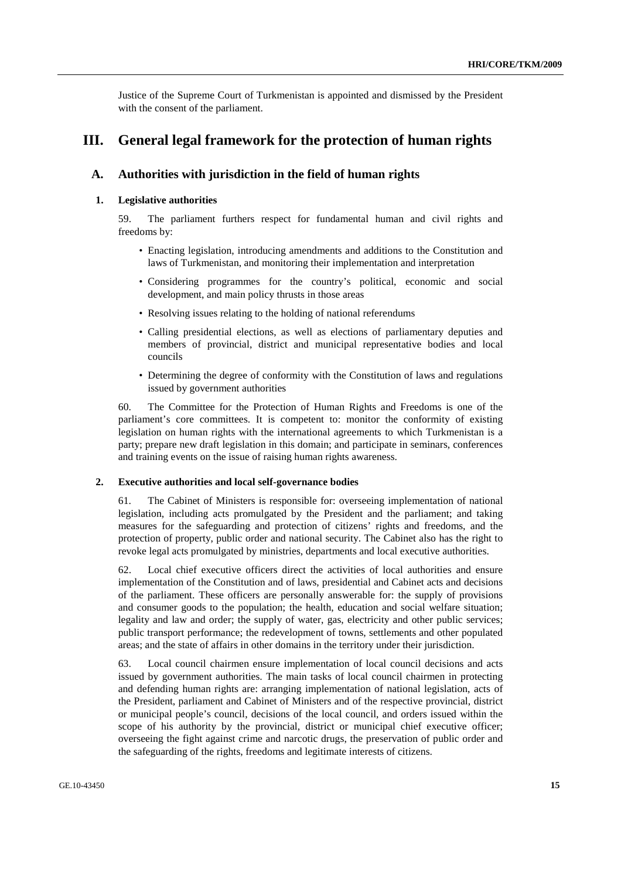Justice of the Supreme Court of Turkmenistan is appointed and dismissed by the President with the consent of the parliament.

# III. General legal framework for the protection of human rights

## A. Authorities with jurisdiction in the field of human rights

### 1. Legislative authorities

59. The parliament furthers respect for fundamental human and civil rights and freedoms by:

- Enacting legislation, introducing amendments and additions to the Constitution and laws of Turkmenistan, and monitoring their implementation and interpretation
- Considering programmes for the country's political, economic and social development, and main policy thrusts in those areas
- Resolving issues relating to the holding of national referendums
- Calling presidential elections, as well as elections of parliamentary deputies and members of provincial, district and municipal representative bodies and local councils
- Determining the degree of conformity with the Constitution of laws and regulations issued by government authorities

60. The Committee for the Protection of Human Rights and Freedoms is one of the parliament's core committees. It is competent to: monitor the conformity of existing legislation on human rights with the international agreements to which Turkmenistan is a party; prepare new draft legislation in this domain; and participate in seminars, conferences and training events on the issue of raising human rights awareness.

### 2. Executive authorities and local self-governance bodies

61. The Cabinet of Ministers is responsible for: overseeing implementation of national legislation, including acts promulgated by the President and the parliament; and taking measures for the safeguarding and protection of citizens' rights and freedoms, and the protection of property, public order and national security. The Cabinet also has the right to revoke legal acts promulgated by ministries, departments and local executive authorities.

62. Local chief executive officers direct the activities of local authorities and ensure implementation of the Constitution and of laws, presidential and Cabinet acts and decisions of the parliament. These officers are personally answerable for: the supply of provisions and consumer goods to the population; the health, education and social welfare situation; legality and law and order; the supply of water, gas, electricity and other public services; public transport performance; the redevelopment of towns, settlements and other populated areas; and the state of affairs in other domains in the territory under their jurisdiction.

63. Local council chairmen ensure implementation of local council decisions and acts issued by government authorities. The main tasks of local council chairmen in protecting and defending human rights are: arranging implementation of national legislation, acts of the President, parliament and Cabinet of Ministers and of the respective provincial, district or municipal people's council, decisions of the local council, and orders issued within the scope of his authority by the provincial, district or municipal chief executive officer; overseeing the fight against crime and narcotic drugs, the preservation of public order and the safeguarding of the rights, freedoms and legitimate interests of citizens.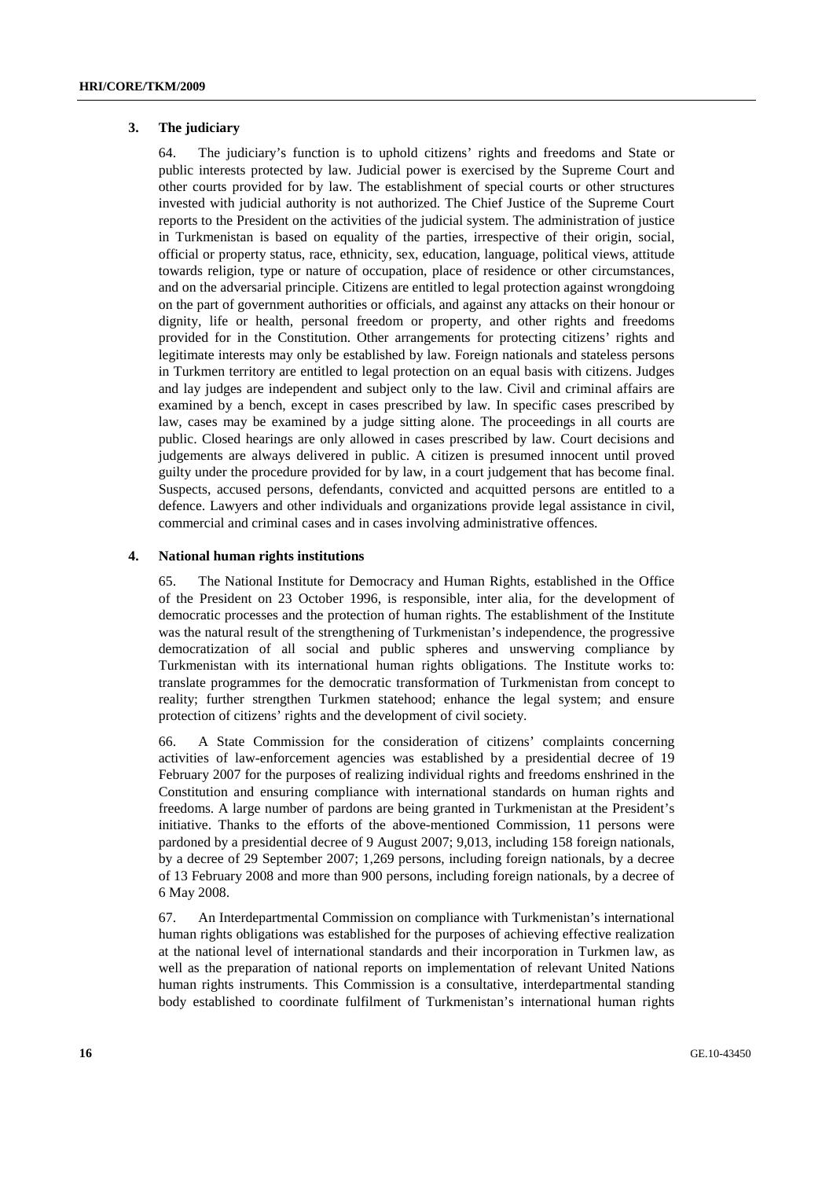### 3. The judiciary

64. The judiciary's function is to uphold citizens' rights and freedoms and State or public interests protected by law. Judicial power is exercised by the Supreme Court and other courts provided for by law. The establishment of special courts or other structures invested with judicial authority is not authorized. The Chief Justice of the Supreme Court reports to the President on the activities of the judicial system. The administration of justice in Turkmenistan is based on equality of the parties, irrespective of their origin, social, official or property status, race, ethnicity, sex, education, language, political views, attitude towards religion, type or nature of occupation, place of residence or other circumstances, and on the adversarial principle. Citizens are entitled to legal protection against wrongdoing on the part of government authorities or officials, and against any attacks on their honour or dignity, life or health, personal freedom or property, and other rights and freedoms provided for in the Constitution. Other arrangements for protecting citizens' rights and legitimate interests may only be established by law. Foreign nationals and stateless persons in Turkmen territory are entitled to legal protection on an equal basis with citizens. Judges and lay judges are independent and subject only to the law. Civil and criminal affairs are examined by a bench, except in cases prescribed by law. In specific cases prescribed by law, cases may be examined by a judge sitting alone. The proceedings in all courts are public. Closed hearings are only allowed in cases prescribed by law. Court decisions and judgements are always delivered in public. A citizen is presumed innocent until proved guilty under the procedure provided for by law, in a court judgement that has become final. Suspects, accused persons, defendants, convicted and acquitted persons are entitled to a defence. Lawyers and other individuals and organizations provide legal assistance in civil, commercial and criminal cases and in cases involving administrative offences.

### 4. National human rights institutions

65. The National Institute for Democracy and Human Rights, established in the Office of the President on 23 October 1996, is responsible, inter alia, for the development of democratic processes and the protection of human rights. The establishment of the Institute was the natural result of the strengthening of Turkmenistan's independence, the progressive democratization of all social and public spheres and unswerving compliance by Turkmenistan with its international human rights obligations. The Institute works to: translate programmes for the democratic transformation of Turkmenistan from concept to reality; further strengthen Turkmen statehood; enhance the legal system; and ensure protection of citizens' rights and the development of civil society.

66. A State Commission for the consideration of citizens' complaints concerning activities of law-enforcement agencies was established by a presidential decree of 19 February 2007 for the purposes of realizing individual rights and freedoms enshrined in the Constitution and ensuring compliance with international standards on human rights and freedoms. A large number of pardons are being granted in Turkmenistan at the President's initiative. Thanks to the efforts of the above-mentioned Commission, 11 persons were pardoned by a presidential decree of 9 August 2007; 9,013, including 158 foreign nationals, by a decree of 29 September 2007; 1,269 persons, including foreign nationals, by a decree of 13 February 2008 and more than 900 persons, including foreign nationals, by a decree of 6 May 2008.

67. An Interdepartmental Commission on compliance with Turkmenistan's international human rights obligations was established for the purposes of achieving effective realization at the national level of international standards and their incorporation in Turkmen law, as well as the preparation of national reports on implementation of relevant United Nations human rights instruments. This Commission is a consultative, interdepartmental standing body established to coordinate fulfilment of Turkmenistan's international human rights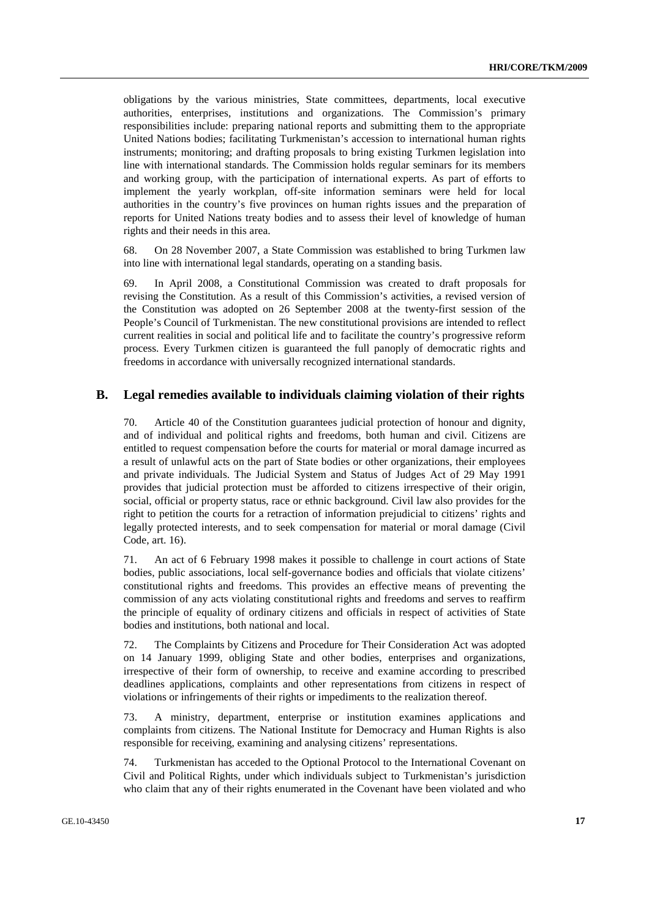obligations by the various ministries, State committees, departments, local executive authorities, enterprises, institutions and organizations. The Commission's primary responsibilities include: preparing national reports and submitting them to the appropriate United Nations bodies; facilitating Turkmenistan's accession to international human rights instruments; monitoring; and drafting proposals to bring existing Turkmen legislation into line with international standards. The Commission holds regular seminars for its members and working group, with the participation of international experts. As part of efforts to implement the yearly workplan, off-site information seminars were held for local authorities in the country's five provinces on human rights issues and the preparation of reports for United Nations treaty bodies and to assess their level of knowledge of human rights and their needs in this area.

68. On 28 November 2007, a State Commission was established to bring Turkmen law into line with international legal standards, operating on a standing basis.

69. In April 2008, a Constitutional Commission was created to draft proposals for revising the Constitution. As a result of this Commission's activities, a revised version of the Constitution was adopted on 26 September 2008 at the twenty-first session of the People's Council of Turkmenistan. The new constitutional provisions are intended to reflect current realities in social and political life and to facilitate the country's progressive reform process. Every Turkmen citizen is guaranteed the full panoply of democratic rights and freedoms in accordance with universally recognized international standards.

## B. Legal remedies available to individuals claiming violation of their rights

70. Article 40 of the Constitution guarantees judicial protection of honour and dignity, and of individual and political rights and freedoms, both human and civil. Citizens are entitled to request compensation before the courts for material or moral damage incurred as a result of unlawful acts on the part of State bodies or other organizations, their employees and private individuals. The Judicial System and Status of Judges Act of 29 May 1991 provides that judicial protection must be afforded to citizens irrespective of their origin, social, official or property status, race or ethnic background. Civil law also provides for the right to petition the courts for a retraction of information prejudicial to citizens' rights and legally protected interests, and to seek compensation for material or moral damage (Civil Code, art. 16).

71. An act of 6 February 1998 makes it possible to challenge in court actions of State bodies, public associations, local self-governance bodies and officials that violate citizens' constitutional rights and freedoms. This provides an effective means of preventing the commission of any acts violating constitutional rights and freedoms and serves to reaffirm the principle of equality of ordinary citizens and officials in respect of activities of State bodies and institutions, both national and local.

72. The Complaints by Citizens and Procedure for Their Consideration Act was adopted on 14 January 1999, obliging State and other bodies, enterprises and organizations, irrespective of their form of ownership, to receive and examine according to prescribed deadlines applications, complaints and other representations from citizens in respect of violations or infringements of their rights or impediments to the realization thereof.

73. A ministry, department, enterprise or institution examines applications and complaints from citizens. The National Institute for Democracy and Human Rights is also responsible for receiving, examining and analysing citizens' representations.

74. Turkmenistan has acceded to the Optional Protocol to the International Covenant on Civil and Political Rights, under which individuals subject to Turkmenistan's jurisdiction who claim that any of their rights enumerated in the Covenant have been violated and who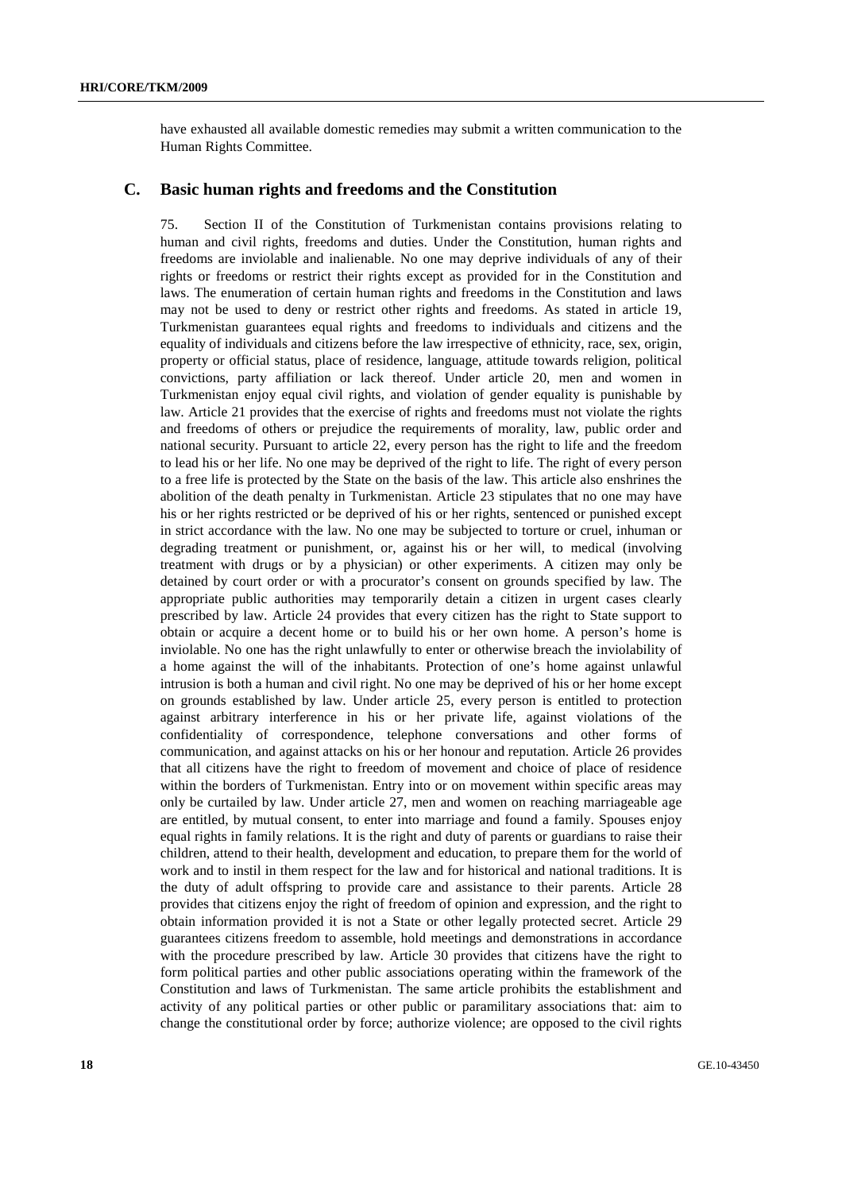have exhausted all available domestic remedies may submit a written communication to the Human Rights Committee.

## C. Basic human rights and freedoms and the Constitution

75. Section II of the Constitution of Turkmenistan contains provisions relating to human and civil rights, freedoms and duties. Under the Constitution, human rights and freedoms are inviolable and inalienable. No one may deprive individuals of any of their rights or freedoms or restrict their rights except as provided for in the Constitution and laws. The enumeration of certain human rights and freedoms in the Constitution and laws may not be used to deny or restrict other rights and freedoms. As stated in article 19, Turkmenistan guarantees equal rights and freedoms to individuals and citizens and the equality of individuals and citizens before the law irrespective of ethnicity, race, sex, origin, property or official status, place of residence, language, attitude towards religion, political convictions, party affiliation or lack thereof. Under article 20, men and women in Turkmenistan enjoy equal civil rights, and violation of gender equality is punishable by law. Article 21 provides that the exercise of rights and freedoms must not violate the rights and freedoms of others or prejudice the requirements of morality, law, public order and national security. Pursuant to article 22, every person has the right to life and the freedom to lead his or her life. No one may be deprived of the right to life. The right of every person to a free life is protected by the State on the basis of the law. This article also enshrines the abolition of the death penalty in Turkmenistan. Article 23 stipulates that no one may have his or her rights restricted or be deprived of his or her rights, sentenced or punished except in strict accordance with the law. No one may be subjected to torture or cruel, inhuman or degrading treatment or punishment, or, against his or her will, to medical (involving treatment with drugs or by a physician) or other experiments. A citizen may only be detained by court order or with a procurator's consent on grounds specified by law. The appropriate public authorities may temporarily detain a citizen in urgent cases clearly prescribed by law. Article 24 provides that every citizen has the right to State support to obtain or acquire a decent home or to build his or her own home. A person's home is inviolable. No one has the right unlawfully to enter or otherwise breach the inviolability of a home against the will of the inhabitants. Protection of one's home against unlawful intrusion is both a human and civil right. No one may be deprived of his or her home except on grounds established by law. Under article 25, every person is entitled to protection against arbitrary interference in his or her private life, against violations of the confidentiality of correspondence, telephone conversations and other forms of communication, and against attacks on his or her honour and reputation. Article 26 provides that all citizens have the right to freedom of movement and choice of place of residence within the borders of Turkmenistan. Entry into or on movement within specific areas may only be curtailed by law. Under article 27, men and women on reaching marriageable age are entitled, by mutual consent, to enter into marriage and found a family. Spouses enjoy equal rights in family relations. It is the right and duty of parents or guardians to raise their children, attend to their health, development and education, to prepare them for the world of work and to instil in them respect for the law and for historical and national traditions. It is the duty of adult offspring to provide care and assistance to their parents. Article 28 provides that citizens enjoy the right of freedom of opinion and expression, and the right to obtain information provided it is not a State or other legally protected secret. Article 29 guarantees citizens freedom to assemble, hold meetings and demonstrations in accordance with the procedure prescribed by law. Article 30 provides that citizens have the right to form political parties and other public associations operating within the framework of the Constitution and laws of Turkmenistan. The same article prohibits the establishment and activity of any political parties or other public or paramilitary associations that: aim to change the constitutional order by force; authorize violence; are opposed to the civil rights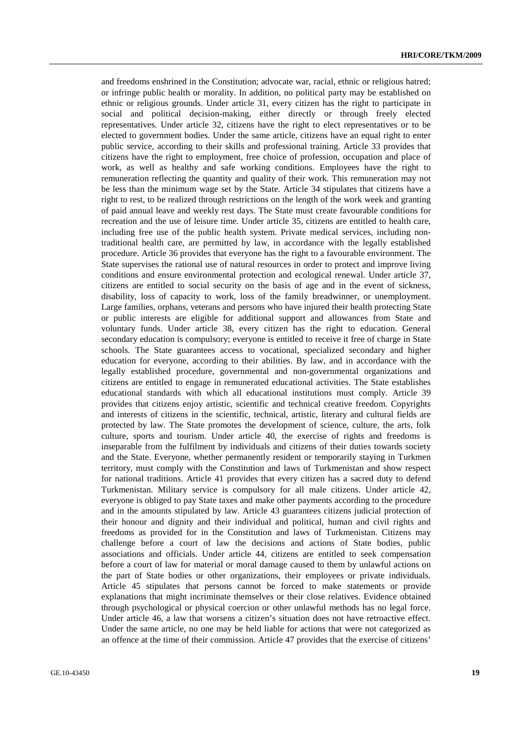and freedoms enshrined in the Constitution; advocate war, racial, ethnic or religious hatred; or infringe public health or morality. In addition, no political party may be established on ethnic or religious grounds. Under article 31, every citizen has the right to participate in social and political decision-making, either directly or through freely elected representatives. Under article 32, citizens have the right to elect representatives or to be elected to government bodies. Under the same article, citizens have an equal right to enter public service, according to their skills and professional training. Article 33 provides that citizens have the right to employment, free choice of profession, occupation and place of work, as well as healthy and safe working conditions. Employees have the right to remuneration reflecting the quantity and quality of their work. This remuneration may not be less than the minimum wage set by the State. Article 34 stipulates that citizens have a right to rest, to be realized through restrictions on the length of the work week and granting of paid annual leave and weekly rest days. The State must create favourable conditions for recreation and the use of leisure time. Under article 35, citizens are entitled to health care, including free use of the public health system. Private medical services, including non-traditional health care, are permitted by law, in accordance with the legally established procedure. Article 36 provides that everyone has the right to a favourable environment. The State supervises the rational use of natural resources in order to protect and improve living conditions and ensure environmental protection and ecological renewal. Under article 37, citizens are entitled to social security on the basis of age and in the event of sickness, disability, loss of capacity to work, loss of the family breadwinner, or unemployment. Large families, orphans, veterans and persons who have injured their health protecting State or public interests are eligible for additional support and allowances from State and voluntary funds. Under article 38, every citizen has the right to education. General secondary education is compulsory; everyone is entitled to receive it free of charge in State schools. The State guarantees access to vocational, specialized secondary and higher education for everyone, according to their abilities. By law, and in accordance with the legally established procedure, governmental and non-governmental organizations and citizens are entitled to engage in remunerated educational activities. The State establishes educational standards with which all educational institutions must comply. Article 39 provides that citizens enjoy artistic, scientific and technical creative freedom. Copyrights and interests of citizens in the scientific, technical, artistic, literary and cultural fields are protected by law. The State promotes the development of science, culture, the arts, folk culture, sports and tourism. Under article 40, the exercise of rights and freedoms is inseparable from the fulfilment by individuals and citizens of their duties towards society and the State. Everyone, whether permanently resident or temporarily staying in Turkmen territory, must comply with the Constitution and laws of Turkmenistan and show respect for national traditions. Article 41 provides that every citizen has a sacred duty to defend Turkmenistan. Military service is compulsory for all male citizens. Under article 42, everyone is obliged to pay State taxes and make other payments according to the procedure and in the amounts stipulated by law. Article 43 guarantees citizens judicial protection of their honour and dignity and their individual and political, human and civil rights and freedoms as provided for in the Constitution and laws of Turkmenistan. Citizens may challenge before a court of law the decisions and actions of State bodies, public associations and officials. Under article 44, citizens are entitled to seek compensation before a court of law for material or moral damage caused to them by unlawful actions on the part of State bodies or other organizations, their employees or private individuals. Article 45 stipulates that persons cannot be forced to make statements or provide explanations that might incriminate themselves or their close relatives. Evidence obtained through psychological or physical coercion or other unlawful methods has no legal force. Under article 46, a law that worsens a citizen's situation does not have retroactive effect. Under the same article, no one may be held liable for actions that were not categorized as an offence at the time of their commission. Article 47 provides that the exercise of citizens'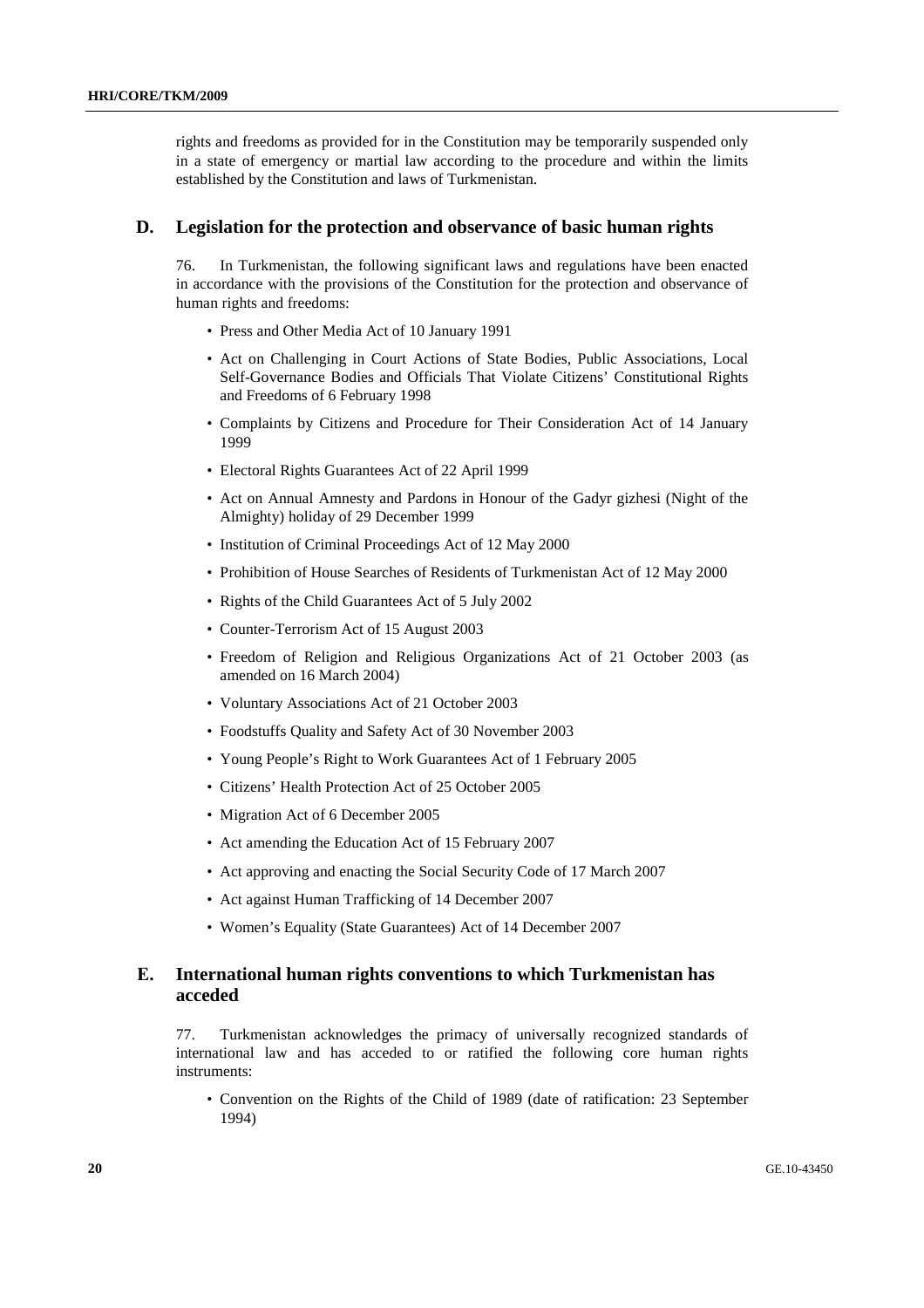rights and freedoms as provided for in the Constitution may be temporarily suspended only in a state of emergency or martial law according to the procedure and within the limits established by the Constitution and laws of Turkmenistan.

## D. Legislation for the protection and observance of basic human rights

76. In Turkmenistan, the following significant laws and regulations have been enacted in accordance with the provisions of the Constitution for the protection and observance of human rights and freedoms:

- Press and Other Media Act of 10 January 1991
- Act on Challenging in Court Actions of State Bodies, Public Associations, Local Self-Governance Bodies and Officials That Violate Citizens' Constitutional Rights and Freedoms of 6 February 1998
- Complaints by Citizens and Procedure for Their Consideration Act of 14 January 1999
- Electoral Rights Guarantees Act of 22 April 1999
- Act on Annual Amnesty and Pardons in Honour of the Gadyr gizhesi (Night of the Almighty) holiday of 29 December 1999
- Institution of Criminal Proceedings Act of 12 May 2000
- Prohibition of House Searches of Residents of Turkmenistan Act of 12 May 2000
- Rights of the Child Guarantees Act of 5 July 2002
- Counter-Terrorism Act of 15 August 2003
- Freedom of Religion and Religious Organizations Act of 21 October 2003 (as amended on 16 March 2004)
- Voluntary Associations Act of 21 October 2003
- Foodstuffs Quality and Safety Act of 30 November 2003
- Young People's Right to Work Guarantees Act of 1 February 2005
- Citizens' Health Protection Act of 25 October 2005
- Migration Act of 6 December 2005
- Act amending the Education Act of 15 February 2007
- Act approving and enacting the Social Security Code of 17 March 2007
- Act against Human Trafficking of 14 December 2007
- Women's Equality (State Guarantees) Act of 14 December 2007

## E. International human rights conventions to which Turkmenistan has acceded

77. Turkmenistan acknowledges the primacy of universally recognized standards of international law and has acceded to or ratified the following core human rights instruments:

- Convention on the Rights of the Child of 1989 (date of ratification: 23 September 1994)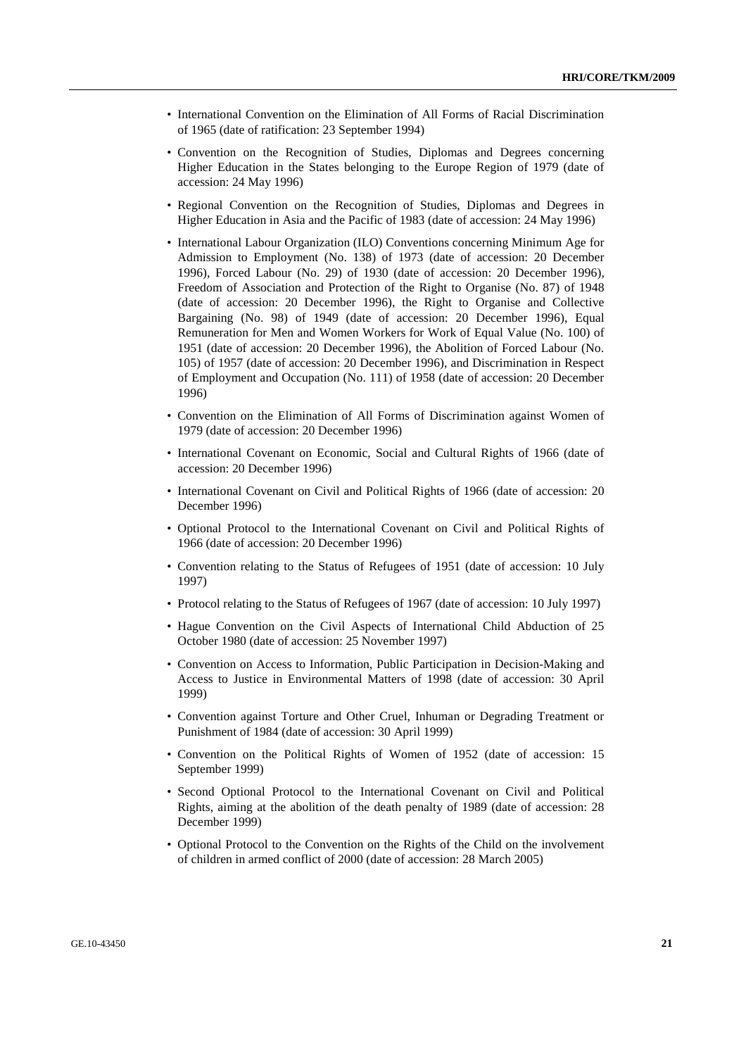- International Convention on the Elimination of All Forms of Racial Discrimination of 1965 (date of ratification: 23 September 1994)
- Convention on the Recognition of Studies, Diplomas and Degrees concerning Higher Education in the States belonging to the Europe Region of 1979 (date of accession: 24 May 1996)
- Regional Convention on the Recognition of Studies, Diplomas and Degrees in Higher Education in Asia and the Pacific of 1983 (date of accession: 24 May 1996)
- International Labour Organization (ILO) Conventions concerning Minimum Age for Admission to Employment (No. 138) of 1973 (date of accession: 20 December 1996), Forced Labour (No. 29) of 1930 (date of accession: 20 December 1996), Freedom of Association and Protection of the Right to Organise (No. 87) of 1948 (date of accession: 20 December 1996), the Right to Organise and Collective Bargaining (No. 98) of 1949 (date of accession: 20 December 1996), Equal Remuneration for Men and Women Workers for Work of Equal Value (No. 100) of 1951 (date of accession: 20 December 1996), the Abolition of Forced Labour (No. 105) of 1957 (date of accession: 20 December 1996), and Discrimination in Respect of Employment and Occupation (No. 111) of 1958 (date of accession: 20 December 1996)
- Convention on the Elimination of All Forms of Discrimination against Women of 1979 (date of accession: 20 December 1996)
- International Covenant on Economic, Social and Cultural Rights of 1966 (date of accession: 20 December 1996)
- International Covenant on Civil and Political Rights of 1966 (date of accession: 20 December 1996)
- Optional Protocol to the International Covenant on Civil and Political Rights of 1966 (date of accession: 20 December 1996)
- Convention relating to the Status of Refugees of 1951 (date of accession: 10 July 1997)
- Protocol relating to the Status of Refugees of 1967 (date of accession: 10 July 1997)
- Hague Convention on the Civil Aspects of International Child Abduction of 25 October 1980 (date of accession: 25 November 1997)
- Convention on Access to Information, Public Participation in Decision-Making and Access to Justice in Environmental Matters of 1998 (date of accession: 30 April 1999)
- Convention against Torture and Other Cruel, Inhuman or Degrading Treatment or Punishment of 1984 (date of accession: 30 April 1999)
- Convention on the Political Rights of Women of 1952 (date of accession: 15 September 1999)
- Second Optional Protocol to the International Covenant on Civil and Political Rights, aiming at the abolition of the death penalty of 1989 (date of accession: 28 December 1999)
- Optional Protocol to the Convention on the Rights of the Child on the involvement of children in armed conflict of 2000 (date of accession: 28 March 2005)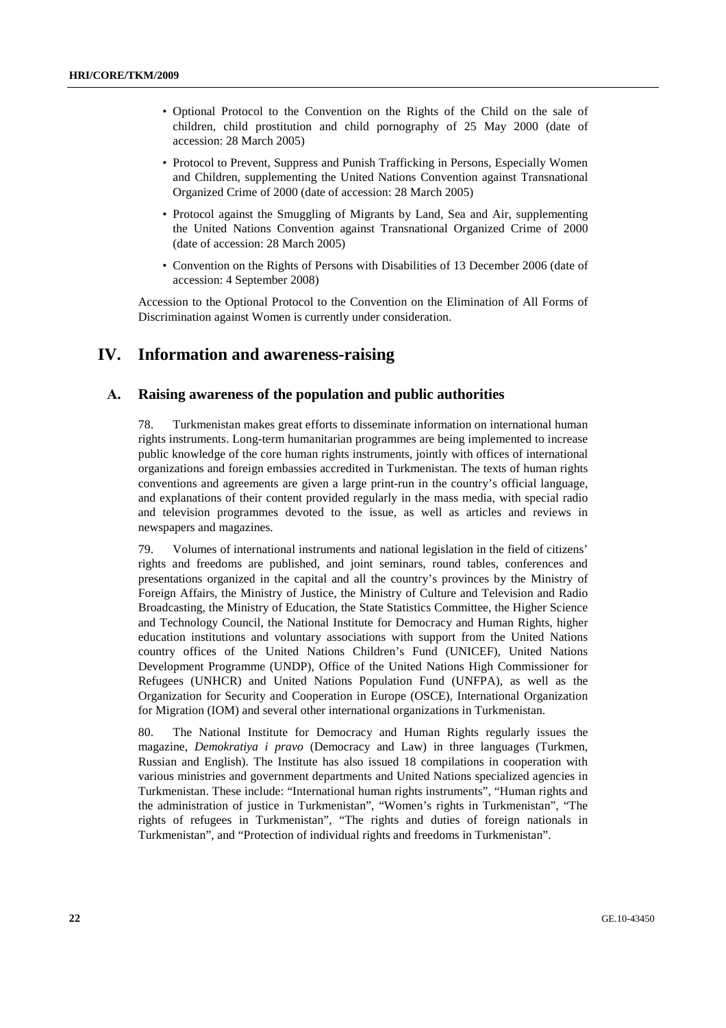- Optional Protocol to the Convention on the Rights of the Child on the sale of children, child prostitution and child pornography of 25 May 2000 (date of accession: 28 March 2005)
- Protocol to Prevent, Suppress and Punish Trafficking in Persons, Especially Women and Children, supplementing the United Nations Convention against Transnational Organized Crime of 2000 (date of accession: 28 March 2005)
- Protocol against the Smuggling of Migrants by Land, Sea and Air, supplementing the United Nations Convention against Transnational Organized Crime of 2000 (date of accession: 28 March 2005)
- Convention on the Rights of Persons with Disabilities of 13 December 2006 (date of accession: 4 September 2008)

Accession to the Optional Protocol to the Convention on the Elimination of All Forms of Discrimination against Women is currently under consideration.

# IV. Information and awareness-raising

## A. Raising awareness of the population and public authorities

78. Turkmenistan makes great efforts to disseminate information on international human rights instruments. Long-term humanitarian programmes are being implemented to increase public knowledge of the core human rights instruments, jointly with offices of international organizations and foreign embassies accredited in Turkmenistan. The texts of human rights conventions and agreements are given a large print-run in the country's official language, and explanations of their content provided regularly in the mass media, with special radio and television programmes devoted to the issue, as well as articles and reviews in newspapers and magazines.

79. Volumes of international instruments and national legislation in the field of citizens' rights and freedoms are published, and joint seminars, round tables, conferences and presentations organized in the capital and all the country's provinces by the Ministry of Foreign Affairs, the Ministry of Justice, the Ministry of Culture and Television and Radio Broadcasting, the Ministry of Education, the State Statistics Committee, the Higher Science and Technology Council, the National Institute for Democracy and Human Rights, higher education institutions and voluntary associations with support from the United Nations country offices of the United Nations Children's Fund (UNICEF), United Nations Development Programme (UNDP), Office of the United Nations High Commissioner for Refugees (UNHCR) and United Nations Population Fund (UNFPA), as well as the Organization for Security and Cooperation in Europe (OSCE), International Organization for Migration (IOM) and several other international organizations in Turkmenistan.

80. The National Institute for Democracy and Human Rights regularly issues the magazine, *Demokratiya i pravo* (Democracy and Law) in three languages (Turkmen, Russian and English). The Institute has also issued 18 compilations in cooperation with various ministries and government departments and United Nations specialized agencies in Turkmenistan. These include: "International human rights instruments", "Human rights and the administration of justice in Turkmenistan", "Women's rights in Turkmenistan", "The rights of refugees in Turkmenistan", "The rights and duties of foreign nationals in Turkmenistan", and "Protection of individual rights and freedoms in Turkmenistan".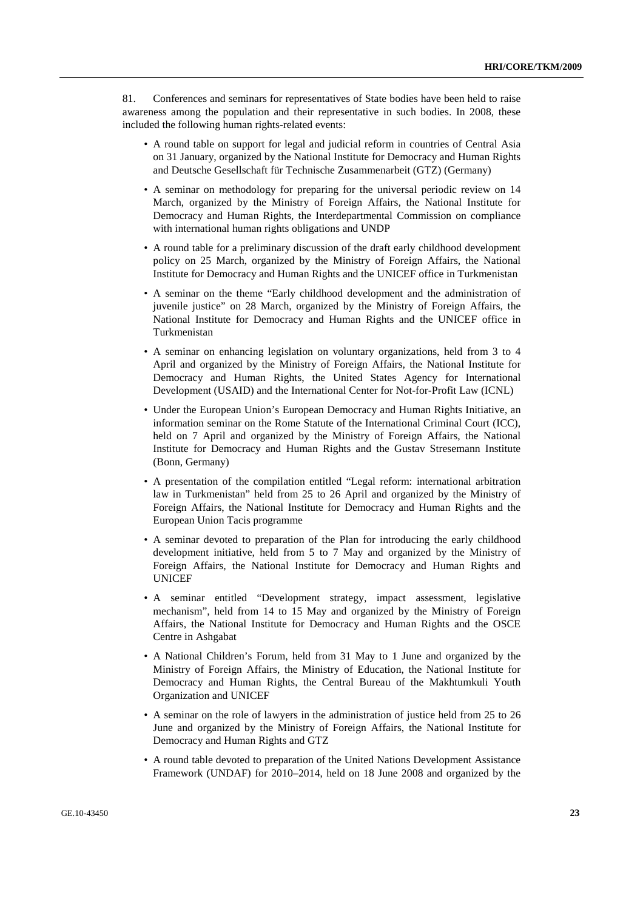81. Conferences and seminars for representatives of State bodies have been held to raise awareness among the population and their representative in such bodies. In 2008, these included the following human rights-related events:

- A round table on support for legal and judicial reform in countries of Central Asia on 31 January, organized by the National Institute for Democracy and Human Rights and Deutsche Gesellschaft für Technische Zusammenarbeit (GTZ) (Germany)
- A seminar on methodology for preparing for the universal periodic review on 14 March, organized by the Ministry of Foreign Affairs, the National Institute for Democracy and Human Rights, the Interdepartmental Commission on compliance with international human rights obligations and UNDP
- A round table for a preliminary discussion of the draft early childhood development policy on 25 March, organized by the Ministry of Foreign Affairs, the National Institute for Democracy and Human Rights and the UNICEF office in Turkmenistan
- A seminar on the theme "Early childhood development and the administration of juvenile justice" on 28 March, organized by the Ministry of Foreign Affairs, the National Institute for Democracy and Human Rights and the UNICEF office in Turkmenistan
- A seminar on enhancing legislation on voluntary organizations, held from 3 to 4 April and organized by the Ministry of Foreign Affairs, the National Institute for Democracy and Human Rights, the United States Agency for International Development (USAID) and the International Center for Not-for-Profit Law (ICNL)
- Under the European Union's European Democracy and Human Rights Initiative, an information seminar on the Rome Statute of the International Criminal Court (ICC), held on 7 April and organized by the Ministry of Foreign Affairs, the National Institute for Democracy and Human Rights and the Gustav Stresemann Institute (Bonn, Germany)
- A presentation of the compilation entitled "Legal reform: international arbitration law in Turkmenistan" held from 25 to 26 April and organized by the Ministry of Foreign Affairs, the National Institute for Democracy and Human Rights and the European Union Tacis programme
- A seminar devoted to preparation of the Plan for introducing the early childhood development initiative, held from 5 to 7 May and organized by the Ministry of Foreign Affairs, the National Institute for Democracy and Human Rights and UNICEF
- A seminar entitled "Development strategy, impact assessment, legislative mechanism", held from 14 to 15 May and organized by the Ministry of Foreign Affairs, the National Institute for Democracy and Human Rights and the OSCE Centre in Ashgabat
- A National Children's Forum, held from 31 May to 1 June and organized by the Ministry of Foreign Affairs, the Ministry of Education, the National Institute for Democracy and Human Rights, the Central Bureau of the Makhtumkuli Youth Organization and UNICEF
- A seminar on the role of lawyers in the administration of justice held from 25 to 26 June and organized by the Ministry of Foreign Affairs, the National Institute for Democracy and Human Rights and GTZ
- A round table devoted to preparation of the United Nations Development Assistance Framework (UNDAF) for 2010–2014, held on 18 June 2008 and organized by the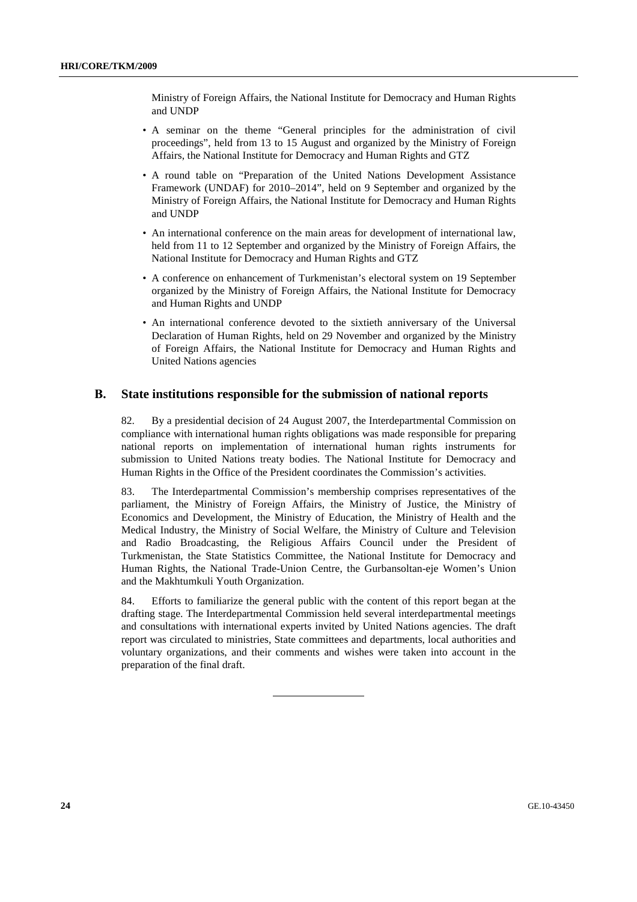Ministry of Foreign Affairs, the National Institute for Democracy and Human Rights and UNDP

- A seminar on the theme "General principles for the administration of civil proceedings", held from 13 to 15 August and organized by the Ministry of Foreign Affairs, the National Institute for Democracy and Human Rights and GTZ
- A round table on "Preparation of the United Nations Development Assistance Framework (UNDAF) for 2010–2014", held on 9 September and organized by the Ministry of Foreign Affairs, the National Institute for Democracy and Human Rights and UNDP
- An international conference on the main areas for development of international law, held from 11 to 12 September and organized by the Ministry of Foreign Affairs, the National Institute for Democracy and Human Rights and GTZ
- A conference on enhancement of Turkmenistan's electoral system on 19 September organized by the Ministry of Foreign Affairs, the National Institute for Democracy and Human Rights and UNDP
- An international conference devoted to the sixtieth anniversary of the Universal Declaration of Human Rights, held on 29 November and organized by the Ministry of Foreign Affairs, the National Institute for Democracy and Human Rights and United Nations agencies

## B. State institutions responsible for the submission of national reports

82. By a presidential decision of 24 August 2007, the Interdepartmental Commission on compliance with international human rights obligations was made responsible for preparing national reports on implementation of international human rights instruments for submission to United Nations treaty bodies. The National Institute for Democracy and Human Rights in the Office of the President coordinates the Commission's activities.

83. The Interdepartmental Commission's membership comprises representatives of the parliament, the Ministry of Foreign Affairs, the Ministry of Justice, the Ministry of Economics and Development, the Ministry of Education, the Ministry of Health and the Medical Industry, the Ministry of Social Welfare, the Ministry of Culture and Television and Radio Broadcasting, the Religious Affairs Council under the President of Turkmenistan, the State Statistics Committee, the National Institute for Democracy and Human Rights, the National Trade-Union Centre, the Gurbansoltan-eje Women's Union and the Makhtumkuli Youth Organization.

84. Efforts to familiarize the general public with the content of this report began at the drafting stage. The Interdepartmental Commission held several interdepartmental meetings and consultations with international experts invited by United Nations agencies. The draft report was circulated to ministries, State committees and departments, local authorities and voluntary organizations, and their comments and wishes were taken into account in the preparation of the final draft.